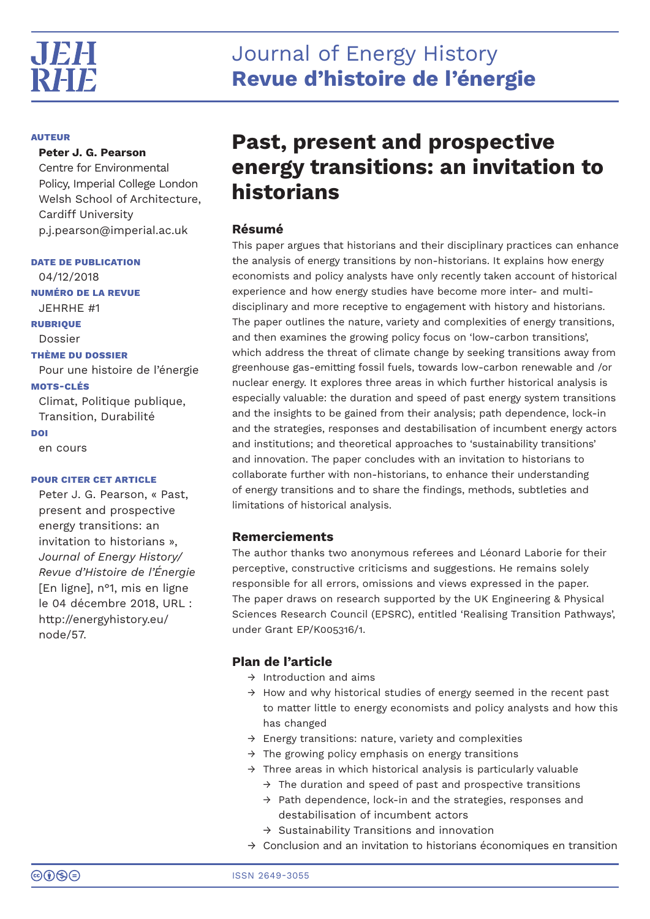# Past, present and prospective energy transitions: an invitation to historians

**AUTEUR**

**Peter J. G. Pearson**
Centre for Environmental Policy, Imperial College London
Welsh School of Architecture, Cardiff University
p.j.pearson@imperial.ac.uk

**DATE DE PUBLICATION**
04/12/2018

**NUMÉRO DE LA REVUE**
JEHRHE #1

**RUBRIQUE**
Dossier

**THÈME DU DOSSIER**
Pour une histoire de l'énergie

**MOTS-CLÉS**
Climat, Politique publique, Transition, Durabilité

**DOI**
en cours

**POUR CITER CET ARTICLE**
Peter J. G. Pearson, « Past, present and prospective energy transitions: an invitation to historians », *Journal of Energy History/ Revue d'Histoire de l'Énergie* [En ligne], n°1, mis en ligne le 04 décembre 2018, URL : http://energyhistory.eu/node/57.

## Résumé

This paper argues that historians and their disciplinary practices can enhance the analysis of energy transitions by non-historians. It explains how energy economists and policy analysts have only recently taken account of historical experience and how energy studies have become more inter- and multi-disciplinary and more receptive to engagement with history and historians. The paper outlines the nature, variety and complexities of energy transitions, and then examines the growing policy focus on 'low-carbon transitions', which address the threat of climate change by seeking transitions away from greenhouse gas-emitting fossil fuels, towards low-carbon renewable and /or nuclear energy. It explores three areas in which further historical analysis is especially valuable: the duration and speed of past energy system transitions and the insights to be gained from their analysis; path dependence, lock-in and the strategies, responses and destabilisation of incumbent energy actors and institutions; and theoretical approaches to 'sustainability transitions' and innovation. The paper concludes with an invitation to historians to collaborate further with non-historians, to enhance their understanding of energy transitions and to share the findings, methods, subtleties and limitations of historical analysis.

## Remerciements

The author thanks two anonymous referees and Léonard Laborie for their perceptive, constructive criticisms and suggestions. He remains solely responsible for all errors, omissions and views expressed in the paper. The paper draws on research supported by the UK Engineering & Physical Sciences Research Council (EPSRC), entitled 'Realising Transition Pathways', under Grant EP/K005316/1.

## Plan de l'article

- → Introduction and aims
- → How and why historical studies of energy seemed in the recent past to matter little to energy economists and policy analysts and how this has changed
- → Energy transitions: nature, variety and complexities
- → The growing policy emphasis on energy transitions
- → Three areas in which historical analysis is particularly valuable
  - → The duration and speed of past and prospective transitions
  - → Path dependence, lock-in and the strategies, responses and destabilisation of incumbent actors
  - → Sustainability Transitions and innovation
- → Conclusion and an invitation to historians économiques en transition

ISSN 2649-3055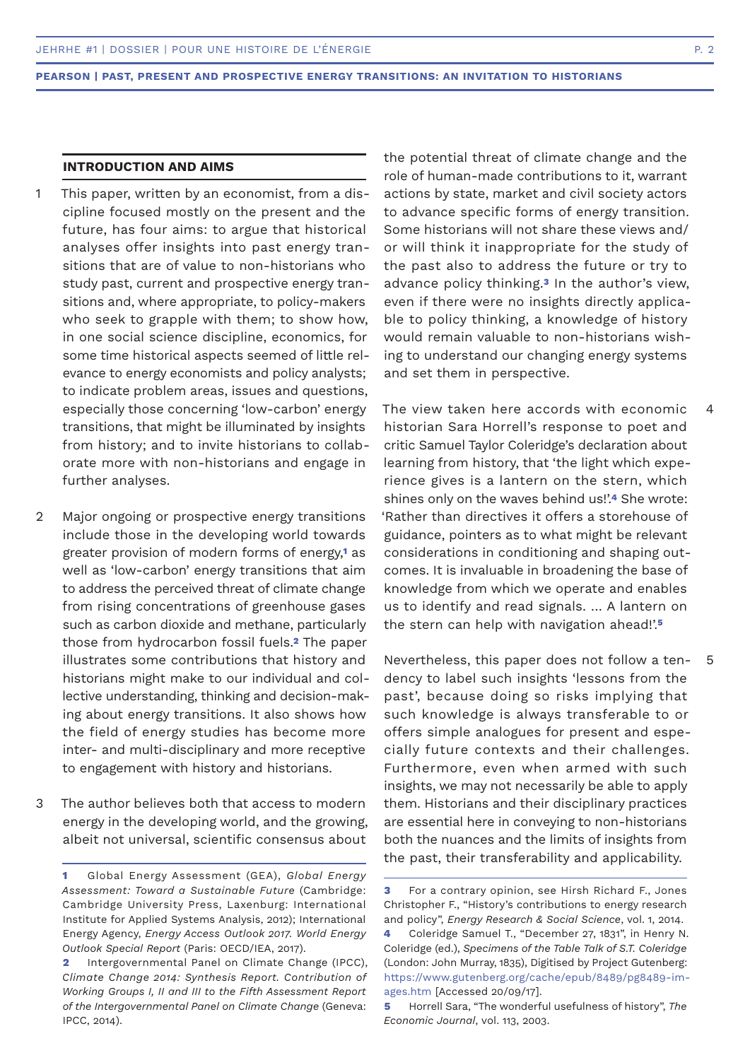## INTRODUCTION AND AIMS

1 This paper, written by an economist, from a discipline focused mostly on the present and the future, has four aims: to argue that historical analyses offer insights into past energy transitions that are of value to non-historians who study past, current and prospective energy transitions and, where appropriate, to policy-makers who seek to grapple with them; to show how, in one social science discipline, economics, for some time historical aspects seemed of little relevance to energy economists and policy analysts; to indicate problem areas, issues and questions, especially those concerning 'low-carbon' energy transitions, that might be illuminated by insights from history; and to invite historians to collaborate more with non-historians and engage in further analyses.

2 Major ongoing or prospective energy transitions include those in the developing world towards greater provision of modern forms of energy,[1] as well as 'low-carbon' energy transitions that aim to address the perceived threat of climate change from rising concentrations of greenhouse gases such as carbon dioxide and methane, particularly those from hydrocarbon fossil fuels.[2] The paper illustrates some contributions that history and historians might make to our individual and collective understanding, thinking and decision-making about energy transitions. It also shows how the field of energy studies has become more inter- and multi-disciplinary and more receptive to engagement with history and historians.

3 The author believes both that access to modern energy in the developing world, and the growing, albeit not universal, scientific consensus about the potential threat of climate change and the role of human-made contributions to it, warrant actions by state, market and civil society actors to advance specific forms of energy transition. Some historians will not share these views and/or will think it inappropriate for the study of the past also to address the future or try to advance policy thinking.[3] In the author's view, even if there were no insights directly applicable to policy thinking, a knowledge of history would remain valuable to non-historians wishing to understand our changing energy systems and set them in perspective.

4 The view taken here accords with economic historian Sara Horrell's response to poet and critic Samuel Taylor Coleridge's declaration about learning from history, that 'the light which experience gives is a lantern on the stern, which shines only on the waves behind us!'.[4] She wrote: 'Rather than directives it offers a storehouse of guidance, pointers as to what might be relevant considerations in conditioning and shaping outcomes. It is invaluable in broadening the base of knowledge from which we operate and enables us to identify and read signals. … A lantern on the stern can help with navigation ahead!'.[5]

5 Nevertheless, this paper does not follow a tendency to label such insights 'lessons from the past', because doing so risks implying that such knowledge is always transferable to or offers simple analogues for present and especially future contexts and their challenges. Furthermore, even when armed with such insights, we may not necessarily be able to apply them. Historians and their disciplinary practices are essential here in conveying to non-historians both the nuances and the limits of insights from the past, their transferability and applicability.

---

1 Global Energy Assessment (GEA), *Global Energy Assessment: Toward a Sustainable Future* (Cambridge: Cambridge University Press, Laxenburg: International Institute for Applied Systems Analysis, 2012); International Energy Agency, *Energy Access Outlook 2017. World Energy Outlook Special Report* (Paris: OECD/IEA, 2017).

2 Intergovernmental Panel on Climate Change (IPCC), *Climate Change 2014: Synthesis Report. Contribution of Working Groups I, II and III to the Fifth Assessment Report of the Intergovernmental Panel on Climate Change* (Geneva: IPCC, 2014).

3 For a contrary opinion, see Hirsh Richard F., Jones Christopher F., "History's contributions to energy research and policy", *Energy Research & Social Science*, vol. 1, 2014.

4 Coleridge Samuel T., "December 27, 1831", in Henry N. Coleridge (ed.), *Specimens of the Table Talk of S.T. Coleridge* (London: John Murray, 1835), Digitised by Project Gutenberg: https://www.gutenberg.org/cache/epub/8489/pg8489-images.htm [Accessed 20/09/17].

5 Horrell Sara, "The wonderful usefulness of history", *The Economic Journal*, vol. 113, 2003.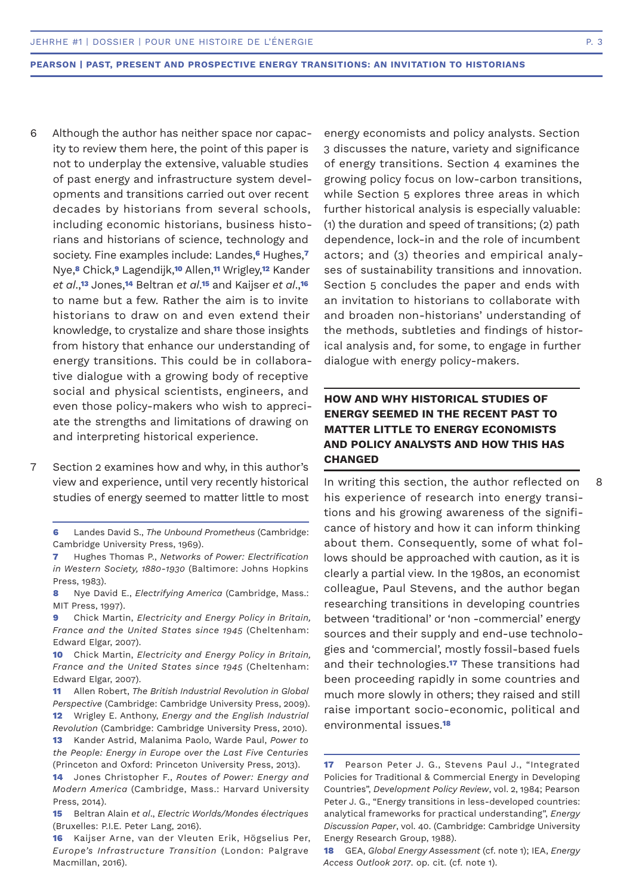6 Although the author has neither space nor capacity to review them here, the point of this paper is not to underplay the extensive, valuable studies of past energy and infrastructure system developments and transitions carried out over recent decades by historians from several schools, including economic historians, business historians and historians of science, technology and society. Fine examples include: Landes,[6] Hughes,[7] Nye,[8] Chick,[9] Lagendijk,[10] Allen,[11] Wrigley,[12] Kander *et al*.,[13] Jones,[14] Beltran *et al*.[15] and Kaijser *et al*.,[16] to name but a few. Rather the aim is to invite historians to draw on and even extend their knowledge, to crystalize and share those insights from history that enhance our understanding of energy transitions. This could be in collaborative dialogue with a growing body of receptive social and physical scientists, engineers, and even those policy-makers who wish to appreciate the strengths and limitations of drawing on and interpreting historical experience.

7 Section 2 examines how and why, in this author's view and experience, until very recently historical studies of energy seemed to matter little to most energy economists and policy analysts. Section 3 discusses the nature, variety and significance of energy transitions. Section 4 examines the growing policy focus on low-carbon transitions, while Section 5 explores three areas in which further historical analysis is especially valuable: (1) the duration and speed of transitions; (2) path dependence, lock-in and the role of incumbent actors; and (3) theories and empirical analyses of sustainability transitions and innovation. Section 5 concludes the paper and ends with an invitation to historians to collaborate with and broaden non-historians' understanding of the methods, subtleties and findings of historical analysis and, for some, to engage in further dialogue with energy policy-makers.

## HOW AND WHY HISTORICAL STUDIES OF ENERGY SEEMED IN THE RECENT PAST TO MATTER LITTLE TO ENERGY ECONOMISTS AND POLICY ANALYSTS AND HOW THIS HAS CHANGED

8 In writing this section, the author reflected on his experience of research into energy transitions and his growing awareness of the significance of history and how it can inform thinking about them. Consequently, some of what follows should be approached with caution, as it is clearly a partial view. In the 1980s, an economist colleague, Paul Stevens, and the author began researching transitions in developing countries between 'traditional' or 'non -commercial' energy sources and their supply and end-use technologies and 'commercial', mostly fossil-based fuels and their technologies.[17] These transitions had been proceeding rapidly in some countries and much more slowly in others; they raised and still raise important socio-economic, political and environmental issues.[18]

---

**6** Landes David S., *The Unbound Prometheus* (Cambridge: Cambridge University Press, 1969).

**7** Hughes Thomas P., *Networks of Power: Electrification in Western Society, 1880-1930* (Baltimore: Johns Hopkins Press, 1983).

**8** Nye David E., *Electrifying America* (Cambridge, Mass.: MIT Press, 1997).

**9** Chick Martin, *Electricity and Energy Policy in Britain, France and the United States since 1945* (Cheltenham: Edward Elgar, 2007).

**10** Chick Martin, *Electricity and Energy Policy in Britain, France and the United States since 1945* (Cheltenham: Edward Elgar, 2007).

**11** Allen Robert, *The British Industrial Revolution in Global Perspective* (Cambridge: Cambridge University Press, 2009).

**12** Wrigley E. Anthony, *Energy and the English Industrial Revolution* (Cambridge: Cambridge University Press, 2010).

**13** Kander Astrid, Malanima Paolo, Warde Paul, *Power to the People: Energy in Europe over the Last Five Centuries* (Princeton and Oxford: Princeton University Press, 2013).

**14** Jones Christopher F., *Routes of Power: Energy and Modern America* (Cambridge, Mass.: Harvard University Press, 2014).

**15** Beltran Alain *et al*., *Electric Worlds/Mondes électriques* (Bruxelles: P.I.E. Peter Lang, 2016).

**16** Kaijser Arne, van der Vleuten Erik, Högselius Per, *Europe's Infrastructure Transition* (London: Palgrave Macmillan, 2016).

**17** Pearson Peter J. G., Stevens Paul J., "Integrated Policies for Traditional & Commercial Energy in Developing Countries", *Development Policy Review*, vol. 2, 1984; Pearson Peter J. G., "Energy transitions in less-developed countries: analytical frameworks for practical understanding", *Energy Discussion Paper*, vol. 40. (Cambridge: Cambridge University Energy Research Group, 1988).

**18** GEA, *Global Energy Assessment* (cf. note 1); IEA, *Energy Access Outlook 2017*. op. cit. (cf. note 1).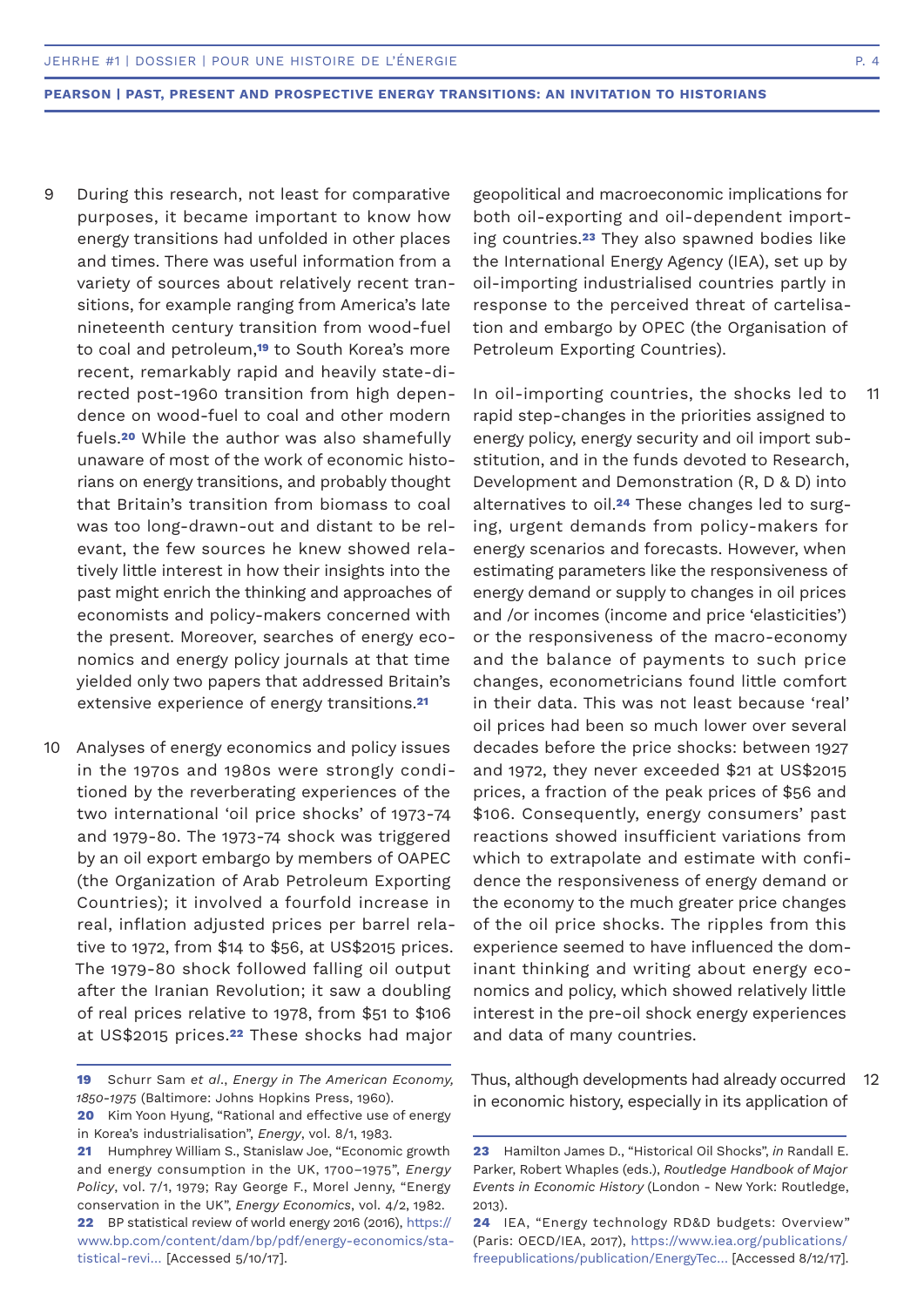9 During this research, not least for comparative purposes, it became important to know how energy transitions had unfolded in other places and times. There was useful information from a variety of sources about relatively recent transitions, for example ranging from America's late nineteenth century transition from wood-fuel to coal and petroleum,[19] to South Korea's more recent, remarkably rapid and heavily state-directed post-1960 transition from high dependence on wood-fuel to coal and other modern fuels.[20] While the author was also shamefully unaware of most of the work of economic historians on energy transitions, and probably thought that Britain's transition from biomass to coal was too long-drawn-out and distant to be relevant, the few sources he knew showed relatively little interest in how their insights into the past might enrich the thinking and approaches of economists and policy-makers concerned with the present. Moreover, searches of energy economics and energy policy journals at that time yielded only two papers that addressed Britain's extensive experience of energy transitions.[21]

10 Analyses of energy economics and policy issues in the 1970s and 1980s were strongly conditioned by the reverberating experiences of the two international 'oil price shocks' of 1973-74 and 1979-80. The 1973-74 shock was triggered by an oil export embargo by members of OAPEC (the Organization of Arab Petroleum Exporting Countries); it involved a fourfold increase in real, inflation adjusted prices per barrel relative to 1972, from $14 to $56, at US$2015 prices. The 1979-80 shock followed falling oil output after the Iranian Revolution; it saw a doubling of real prices relative to 1978, from $51 to $106 at US$2015 prices.[22] These shocks had major geopolitical and macroeconomic implications for both oil-exporting and oil-dependent importing countries.[23] They also spawned bodies like the International Energy Agency (IEA), set up by oil-importing industrialised countries partly in response to the perceived threat of cartelisation and embargo by OPEC (the Organisation of Petroleum Exporting Countries).

11 In oil-importing countries, the shocks led to rapid step-changes in the priorities assigned to energy policy, energy security and oil import substitution, and in the funds devoted to Research, Development and Demonstration (R, D & D) into alternatives to oil.[24] These changes led to surging, urgent demands from policy-makers for energy scenarios and forecasts. However, when estimating parameters like the responsiveness of energy demand or supply to changes in oil prices and /or incomes (income and price 'elasticities') or the responsiveness of the macro-economy and the balance of payments to such price changes, econometricians found little comfort in their data. This was not least because 'real' oil prices had been so much lower over several decades before the price shocks: between 1927 and 1972, they never exceeded $21 at US$2015 prices, a fraction of the peak prices of $56 and $106. Consequently, energy consumers' past reactions showed insufficient variations from which to extrapolate and estimate with confidence the responsiveness of energy demand or the economy to the much greater price changes of the oil price shocks. The ripples from this experience seemed to have influenced the dominant thinking and writing about energy economics and policy, which showed relatively little interest in the pre-oil shock energy experiences and data of many countries.

12 Thus, although developments had already occurred in economic history, especially in its application of

---

19 Schurr Sam *et al.*, *Energy in The American Economy, 1850-1975* (Baltimore: Johns Hopkins Press, 1960).

20 Kim Yoon Hyung, "Rational and effective use of energy in Korea's industrialisation", *Energy*, vol. 8/1, 1983.

21 Humphrey William S., Stanislaw Joe, "Economic growth and energy consumption in the UK, 1700–1975", *Energy Policy*, vol. 7/1, 1979; Ray George F., Morel Jenny, "Energy conservation in the UK", *Energy Economics*, vol. 4/2, 1982.

22 BP statistical review of world energy 2016 (2016), https://www.bp.com/content/dam/bp/pdf/energy-economics/statistical-revi... [Accessed 5/10/17].

23 Hamilton James D., "Historical Oil Shocks", *in* Randall E. Parker, Robert Whaples (eds.), *Routledge Handbook of Major Events in Economic History* (London - New York: Routledge, 2013).

24 IEA, "Energy technology RD&D budgets: Overview" (Paris: OECD/IEA, 2017), https://www.iea.org/publications/freepublications/publication/EnergyTec... [Accessed 8/12/17].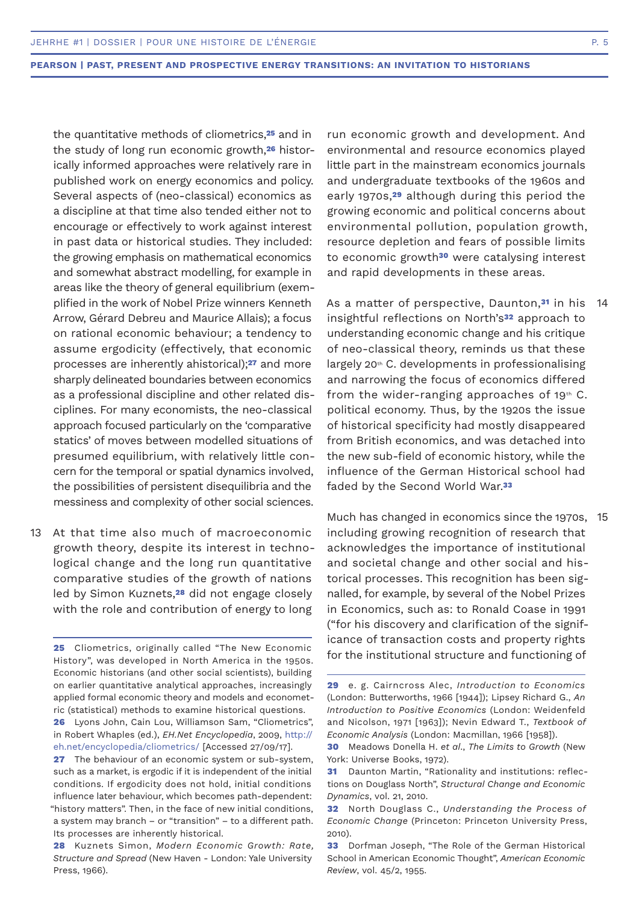the quantitative methods of cliometrics,[25] and in the study of long run economic growth,[26] historically informed approaches were relatively rare in published work on energy economics and policy. Several aspects of (neo-classical) economics as a discipline at that time also tended either not to encourage or effectively to work against interest in past data or historical studies. They included: the growing emphasis on mathematical economics and somewhat abstract modelling, for example in areas like the theory of general equilibrium (exemplified in the work of Nobel Prize winners Kenneth Arrow, Gérard Debreu and Maurice Allais); a focus on rational economic behaviour; a tendency to assume ergodicity (effectively, that economic processes are inherently ahistorical);[27] and more sharply delineated boundaries between economics as a professional discipline and other related disciplines. For many economists, the neo-classical approach focused particularly on the 'comparative statics' of moves between modelled situations of presumed equilibrium, with relatively little concern for the temporal or spatial dynamics involved, the possibilities of persistent disequilibria and the messiness and complexity of other social sciences.

13 At that time also much of macroeconomic growth theory, despite its interest in technological change and the long run quantitative comparative studies of the growth of nations led by Simon Kuznets,[28] did not engage closely with the role and contribution of energy to long run economic growth and development. And environmental and resource economics played little part in the mainstream economics journals and undergraduate textbooks of the 1960s and early 1970s,[29] although during this period the growing economic and political concerns about environmental pollution, population growth, resource depletion and fears of possible limits to economic growth[30] were catalysing interest and rapid developments in these areas.

14 As a matter of perspective, Daunton,[31] in his insightful reflections on North's[32] approach to understanding economic change and his critique of neo-classical theory, reminds us that these largely 20th C. developments in professionalising and narrowing the focus of economics differed from the wider-ranging approaches of 19th C. political economy. Thus, by the 1920s the issue of historical specificity had mostly disappeared from British economics, and was detached into the new sub-field of economic history, while the influence of the German Historical school had faded by the Second World War.[33]

15 Much has changed in economics since the 1970s, including growing recognition of research that acknowledges the importance of institutional and societal change and other social and historical processes. This recognition has been signalled, for example, by several of the Nobel Prizes in Economics, such as: to Ronald Coase in 1991 ("for his discovery and clarification of the significance of transaction costs and property rights for the institutional structure and functioning of

---

[25] Cliometrics, originally called "The New Economic History", was developed in North America in the 1950s. Economic historians (and other social scientists), building on earlier quantitative analytical approaches, increasingly applied formal economic theory and models and econometric (statistical) methods to examine historical questions.

[26] Lyons John, Cain Lou, Williamson Sam, "Cliometrics", in Robert Whaples (ed.), *EH.Net Encyclopedia*, 2009, http://eh.net/encyclopedia/cliometrics/ [Accessed 27/09/17].

[27] The behaviour of an economic system or sub-system, such as a market, is ergodic if it is independent of the initial conditions. If ergodicity does not hold, initial conditions influence later behaviour, which becomes path-dependent: "history matters". Then, in the face of new initial conditions, a system may branch – or "transition" – to a different path. Its processes are inherently historical.

[28] Kuznets Simon, *Modern Economic Growth: Rate, Structure and Spread* (New Haven - London: Yale University Press, 1966).

[29] e. g. Cairncross Alec, *Introduction to Economics* (London: Butterworths, 1966 [1944]); Lipsey Richard G., *An Introduction to Positive Economics* (London: Weidenfeld and Nicolson, 1971 [1963]); Nevin Edward T., *Textbook of Economic Analysis* (London: Macmillan, 1966 [1958]).

[30] Meadows Donella H. *et al*., *The Limits to Growth* (New York: Universe Books, 1972).

[31] Daunton Martin, "Rationality and institutions: reflections on Douglass North", *Structural Change and Economic Dynamics*, vol. 21, 2010.

[32] North Douglass C., *Understanding the Process of Economic Change* (Princeton: Princeton University Press, 2010).

[33] Dorfman Joseph, "The Role of the German Historical School in American Economic Thought", *American Economic Review*, vol. 45/2, 1955.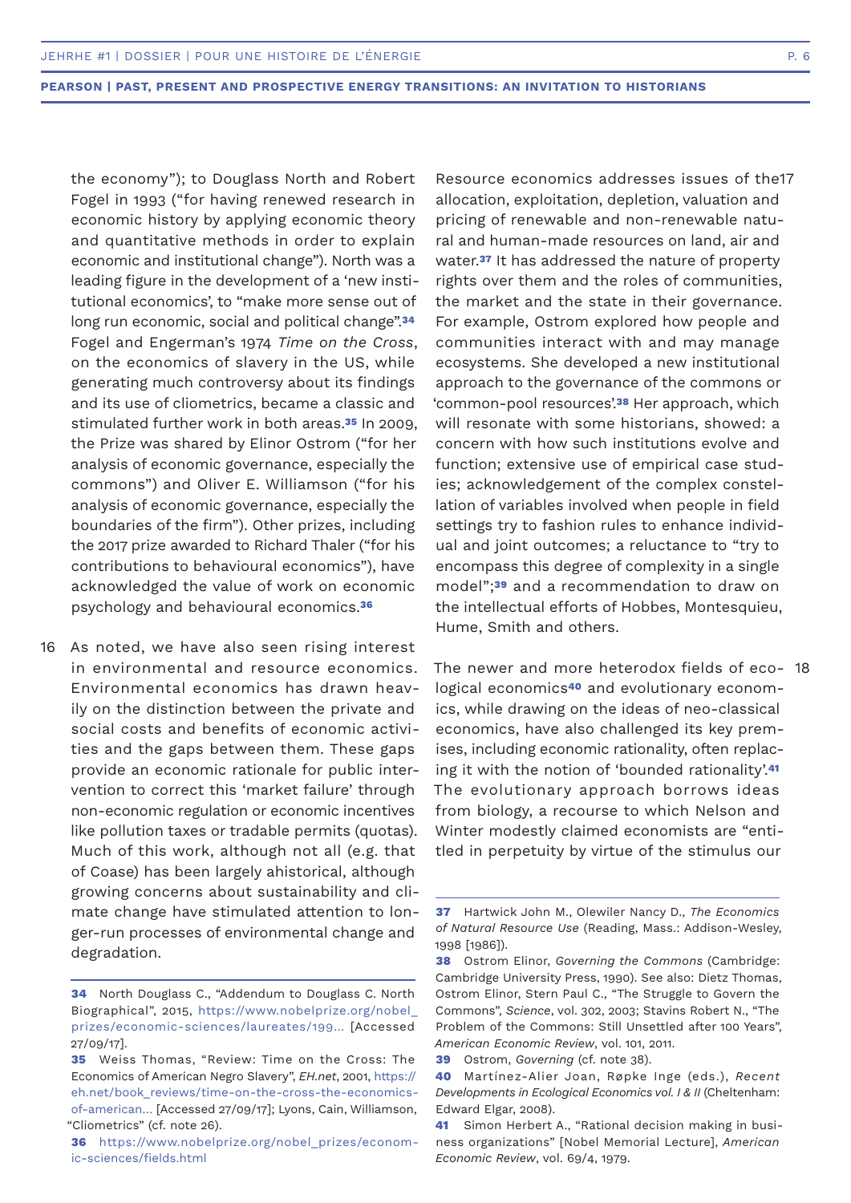the economy"); to Douglass North and Robert Fogel in 1993 ("for having renewed research in economic history by applying economic theory and quantitative methods in order to explain economic and institutional change"). North was a leading figure in the development of a 'new institutional economics', to "make more sense out of long run economic, social and political change".[34] Fogel and Engerman's 1974 *Time on the Cross*, on the economics of slavery in the US, while generating much controversy about its findings and its use of cliometrics, became a classic and stimulated further work in both areas.[35] In 2009, the Prize was shared by Elinor Ostrom ("for her analysis of economic governance, especially the commons") and Oliver E. Williamson ("for his analysis of economic governance, especially the boundaries of the firm"). Other prizes, including the 2017 prize awarded to Richard Thaler ("for his contributions to behavioural economics"), have acknowledged the value of work on economic psychology and behavioural economics.[36]

16 As noted, we have also seen rising interest in environmental and resource economics. Environmental economics has drawn heavily on the distinction between the private and social costs and benefits of economic activities and the gaps between them. These gaps provide an economic rationale for public intervention to correct this 'market failure' through non-economic regulation or economic incentives like pollution taxes or tradable permits (quotas). Much of this work, although not all (e.g. that of Coase) has been largely ahistorical, although growing concerns about sustainability and climate change have stimulated attention to longer-run processes of environmental change and degradation.

17 Resource economics addresses issues of the allocation, exploitation, depletion, valuation and pricing of renewable and non-renewable natural and human-made resources on land, air and water.[37] It has addressed the nature of property rights over them and the roles of communities, the market and the state in their governance. For example, Ostrom explored how people and communities interact with and may manage ecosystems. She developed a new institutional approach to the governance of the commons or 'common-pool resources'.[38] Her approach, which will resonate with some historians, showed: a concern with how such institutions evolve and function; extensive use of empirical case studies; acknowledgement of the complex constellation of variables involved when people in field settings try to fashion rules to enhance individual and joint outcomes; a reluctance to "try to encompass this degree of complexity in a single model";[39] and a recommendation to draw on the intellectual efforts of Hobbes, Montesquieu, Hume, Smith and others.

18 The newer and more heterodox fields of ecological economics[40] and evolutionary economics, while drawing on the ideas of neo-classical economics, have also challenged its key premises, including economic rationality, often replacing it with the notion of 'bounded rationality'.[41] The evolutionary approach borrows ideas from biology, a recourse to which Nelson and Winter modestly claimed economists are "entitled in perpetuity by virtue of the stimulus our

---

[34] North Douglass C., "Addendum to Douglass C. North Biographical", 2015, https://www.nobelprize.org/nobel_prizes/economic-sciences/laureates/199... [Accessed 27/09/17].

[35] Weiss Thomas, "Review: Time on the Cross: The Economics of American Negro Slavery", *EH.net*, 2001, https://eh.net/book_reviews/time-on-the-cross-the-economics-of-american... [Accessed 27/09/17]; Lyons, Cain, Williamson, "Cliometrics" (cf. note 26).

[36] https://www.nobelprize.org/nobel_prizes/economic-sciences/fields.html

[37] Hartwick John M., Olewiler Nancy D., *The Economics of Natural Resource Use* (Reading, Mass.: Addison-Wesley, 1998 [1986]).

[38] Ostrom Elinor, *Governing the Commons* (Cambridge: Cambridge University Press, 1990). See also: Dietz Thomas, Ostrom Elinor, Stern Paul C., "The Struggle to Govern the Commons", *Science*, vol. 302, 2003; Stavins Robert N., "The Problem of the Commons: Still Unsettled after 100 Years", *American Economic Review*, vol. 101, 2011.

[39] Ostrom, *Governing* (cf. note 38).

[40] Martínez-Alier Joan, Røpke Inge (eds.), *Recent Developments in Ecological Economics vol. I & II* (Cheltenham: Edward Elgar, 2008).

[41] Simon Herbert A., "Rational decision making in business organizations" [Nobel Memorial Lecture], *American Economic Review*, vol. 69/4, 1979.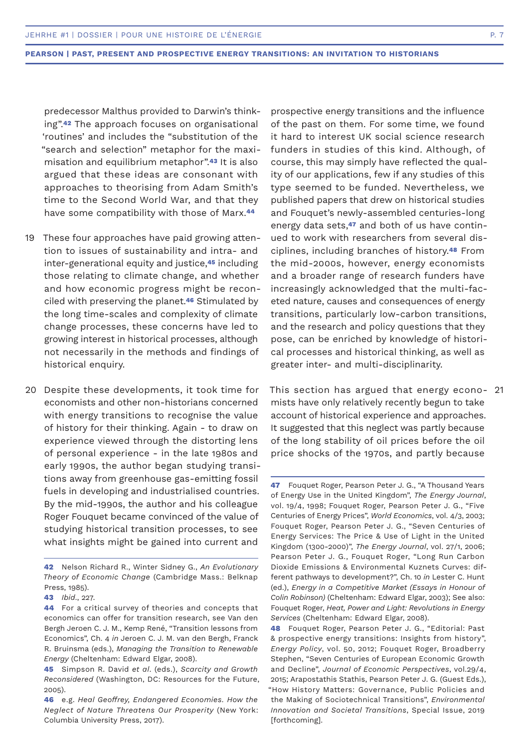predecessor Malthus provided to Darwin's thinking".[42] The approach focuses on organisational 'routines' and includes the "substitution of the "search and selection" metaphor for the maximisation and equilibrium metaphor".[43] It is also argued that these ideas are consonant with approaches to theorising from Adam Smith's time to the Second World War, and that they have some compatibility with those of Marx.[44]

19 These four approaches have paid growing attention to issues of sustainability and intra- and inter-generational equity and justice,[45] including those relating to climate change, and whether and how economic progress might be reconciled with preserving the planet.[46] Stimulated by the long time-scales and complexity of climate change processes, these concerns have led to growing interest in historical processes, although not necessarily in the methods and findings of historical enquiry.

20 Despite these developments, it took time for economists and other non-historians concerned with energy transitions to recognise the value of history for their thinking. Again - to draw on experience viewed through the distorting lens of personal experience - in the late 1980s and early 1990s, the author began studying transitions away from greenhouse gas-emitting fossil fuels in developing and industrialised countries. By the mid-1990s, the author and his colleague Roger Fouquet became convinced of the value of studying historical transition processes, to see what insights might be gained into current and prospective energy transitions and the influence of the past on them. For some time, we found it hard to interest UK social science research funders in studies of this kind. Although, of course, this may simply have reflected the quality of our applications, few if any studies of this type seemed to be funded. Nevertheless, we published papers that drew on historical studies and Fouquet's newly-assembled centuries-long energy data sets,[47] and both of us have continued to work with researchers from several disciplines, including branches of history.[48] From the mid-2000s, however, energy economists and a broader range of research funders have increasingly acknowledged that the multi-faceted nature, causes and consequences of energy transitions, particularly low-carbon transitions, and the research and policy questions that they pose, can be enriched by knowledge of historical processes and historical thinking, as well as greater inter- and multi-disciplinarity.

21 This section has argued that energy economists have only relatively recently begun to take account of historical experience and approaches. It suggested that this neglect was partly because of the long stability of oil prices before the oil price shocks of the 1970s, and partly because

---

42 Nelson Richard R., Winter Sidney G., *An Evolutionary Theory of Economic Change* (Cambridge Mass.: Belknap Press, 1985).

43 *Ibid*., 227.

44 For a critical survey of theories and concepts that economics can offer for transition research, see Van den Bergh Jeroen C. J. M., Kemp René, "Transition lessons from Economics", Ch. 4 *in* Jeroen C. J. M. van den Bergh, Franck R. Bruinsma (eds.), *Managing the Transition to Renewable Energy* (Cheltenham: Edward Elgar, 2008).

45 Simpson R. David *et al*. (eds.), *Scarcity and Growth Reconsidered* (Washington, DC: Resources for the Future, 2005).

46 e.g. *Heal Geoffrey, Endangered Economies. How the Neglect of Nature Threatens Our Prosperity* (New York: Columbia University Press, 2017).

47 Fouquet Roger, Pearson Peter J. G., "A Thousand Years of Energy Use in the United Kingdom", *The Energy Journal*, vol. 19/4, 1998; Fouquet Roger, Pearson Peter J. G., "Five Centuries of Energy Prices", *World Economics*, vol. 4/3, 2003; Fouquet Roger, Pearson Peter J. G., "Seven Centuries of Energy Services: The Price & Use of Light in the United Kingdom (1300-2000)", *The Energy Journal*, vol. 27/1, 2006; Pearson Peter J. G., Fouquet Roger, "Long Run Carbon Dioxide Emissions & Environmental Kuznets Curves: different pathways to development?", Ch. 10 *in* Lester C. Hunt (ed.), *Energy in a Competitive Market (Essays in Honour of Colin Robinson)* (Cheltenham: Edward Elgar, 2003); See also: Fouquet Roger, *Heat, Power and Light: Revolutions in Energy Services* (Cheltenham: Edward Elgar, 2008).

48 Fouquet Roger, Pearson Peter J. G., "Editorial: Past & prospective energy transitions: Insights from history", *Energy Policy*, vol. 50, 2012; Fouquet Roger, Broadberry Stephen, "Seven Centuries of European Economic Growth and Decline", *Journal of Economic Perspectives*, vol.29/4, 2015; Arapostathis Stathis, Pearson Peter J. G. (Guest Eds.), "How History Matters: Governance, Public Policies and the Making of Sociotechnical Transitions", *Environmental Innovation and Societal Transitions*, Special Issue, 2019 [forthcoming].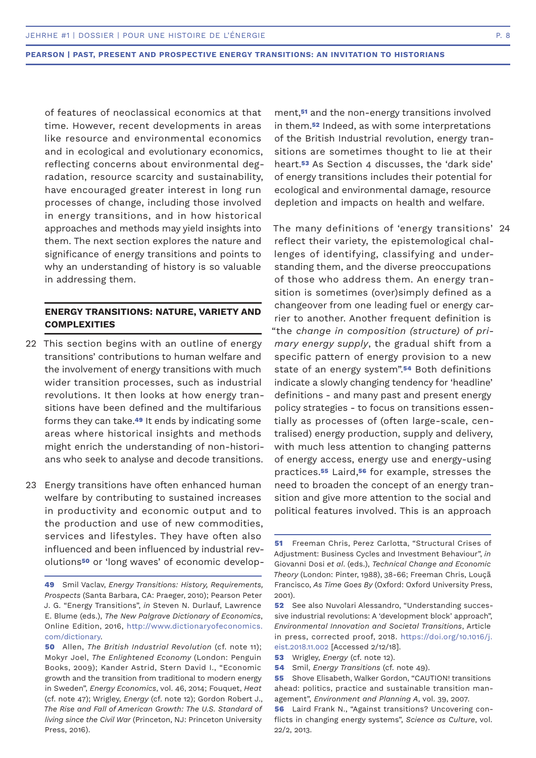of features of neoclassical economics at that time. However, recent developments in areas like resource and environmental economics and in ecological and evolutionary economics, reflecting concerns about environmental degradation, resource scarcity and sustainability, have encouraged greater interest in long run processes of change, including those involved in energy transitions, and in how historical approaches and methods may yield insights into them. The next section explores the nature and significance of energy transitions and points to why an understanding of history is so valuable in addressing them.

## ENERGY TRANSITIONS: NATURE, VARIETY AND COMPLEXITIES

22 This section begins with an outline of energy transitions' contributions to human welfare and the involvement of energy transitions with much wider transition processes, such as industrial revolutions. It then looks at how energy transitions have been defined and the multifarious forms they can take.[49] It ends by indicating some areas where historical insights and methods might enrich the understanding of non-historians who seek to analyse and decode transitions.

23 Energy transitions have often enhanced human welfare by contributing to sustained increases in productivity and economic output and to the production and use of new commodities, services and lifestyles. They have often also influenced and been influenced by industrial revolutions[50] or 'long waves' of economic development,[51] and the non-energy transitions involved in them.[52] Indeed, as with some interpretations of the British Industrial revolution, energy transitions are sometimes thought to lie at their heart.[53] As Section 4 discusses, the 'dark side' of energy transitions includes their potential for ecological and environmental damage, resource depletion and impacts on health and welfare.

24 The many definitions of 'energy transitions' reflect their variety, the epistemological challenges of identifying, classifying and understanding them, and the diverse preoccupations of those who address them. An energy transition is sometimes (over)simply defined as a changeover from one leading fuel or energy carrier to another. Another frequent definition is "the *change in composition (structure) of primary energy supply*, the gradual shift from a specific pattern of energy provision to a new state of an energy system".[54] Both definitions indicate a slowly changing tendency for 'headline' definitions - and many past and present energy policy strategies - to focus on transitions essentially as processes of (often large-scale, centralised) energy production, supply and delivery, with much less attention to changing patterns of energy access, energy use and energy-using practices.[55] Laird,[56] for example, stresses the need to broaden the concept of an energy transition and give more attention to the social and political features involved. This is an approach

---

49 Smil Vaclav, *Energy Transitions: History, Requirements, Prospects* (Santa Barbara, CA: Praeger, 2010); Pearson Peter J. G. "Energy Transitions", *in* Steven N. Durlauf, Lawrence E. Blume (eds.), *The New Palgrave Dictionary of Economics*, Online Edition, 2016, http://www.dictionaryofeconomics.com/dictionary.

50 Allen, *The British Industrial Revolution* (cf. note 11); Mokyr Joel, *The Enlightened Economy* (London: Penguin Books, 2009); Kander Astrid, Stern David I., "Economic growth and the transition from traditional to modern energy in Sweden", *Energy Economics*, vol. 46, 2014; Fouquet, *Heat* (cf. note 47); Wrigley, *Energy* (cf. note 12); Gordon Robert J., *The Rise and Fall of American Growth: The U.S. Standard of living since the Civil War* (Princeton, NJ: Princeton University Press, 2016).

51 Freeman Chris, Perez Carlotta, "Structural Crises of Adjustment: Business Cycles and Investment Behaviour", *in* Giovanni Dosi *et al*. (eds.), *Technical Change and Economic Theory* (London: Pinter, 1988), 38-66; Freeman Chris, Louçã Francisco, *As Time Goes By* (Oxford: Oxford University Press, 2001).

52 See also Nuvolari Alessandro, "Understanding successive industrial revolutions: A 'development block' approach", *Environmental Innovation and Societal Transitions*, Article in press, corrected proof, 2018. https://doi.org/10.1016/j.eist.2018.11.002 [Accessed 2/12/18].

53 Wrigley, *Energy* (cf. note 12).

54 Smil, *Energy Transitions* (cf. note 49).

55 Shove Elisabeth, Walker Gordon, "CAUTION! transitions ahead: politics, practice and sustainable transition management", *Environment and Planning A*, vol. 39, 2007.

56 Laird Frank N., "Against transitions? Uncovering conflicts in changing energy systems", *Science as Culture*, vol. 22/2, 2013.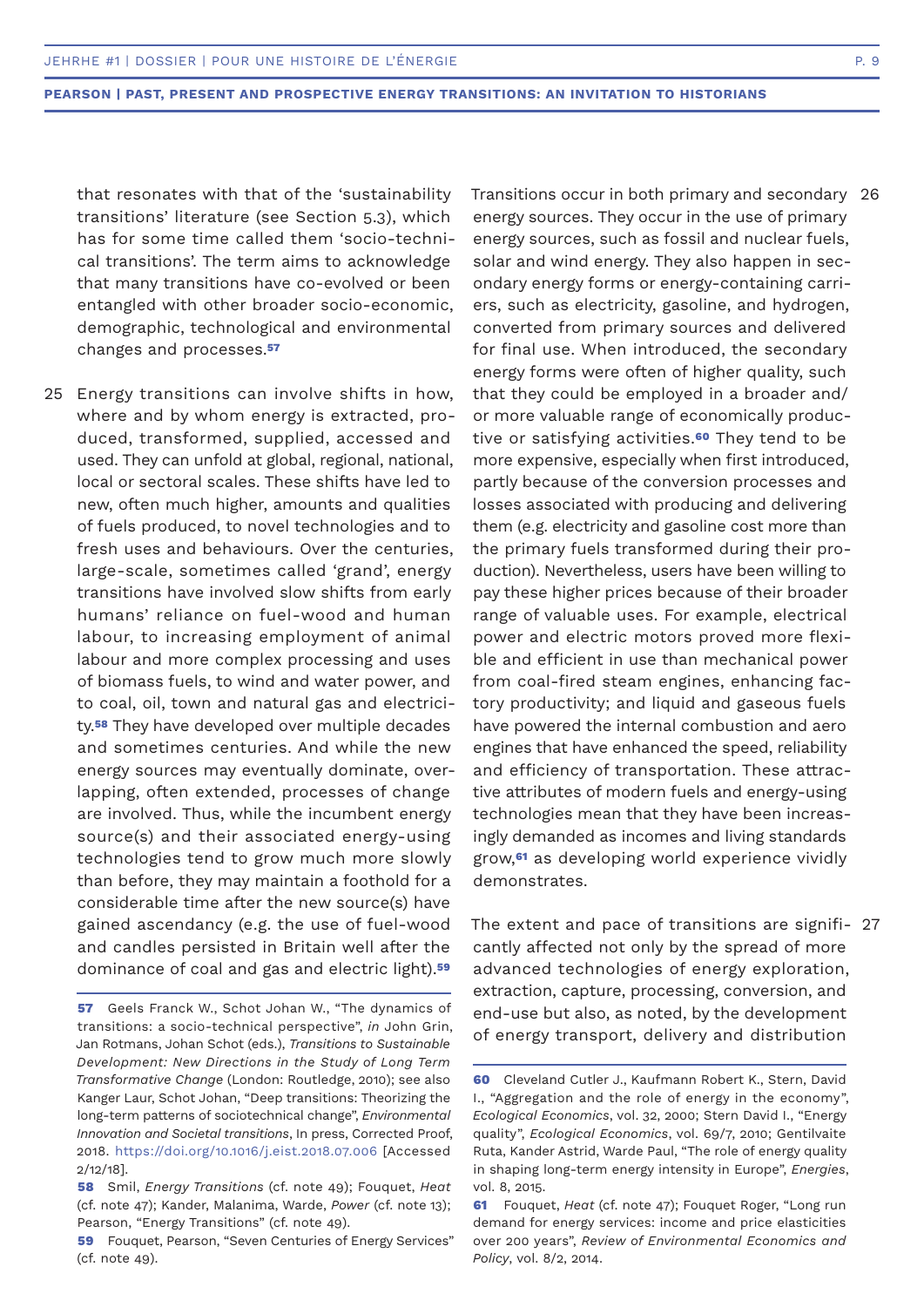that resonates with that of the 'sustainability transitions' literature (see Section 5.3), which has for some time called them 'socio-technical transitions'. The term aims to acknowledge that many transitions have co-evolved or been entangled with other broader socio-economic, demographic, technological and environmental changes and processes.[57]

25 Energy transitions can involve shifts in how, where and by whom energy is extracted, produced, transformed, supplied, accessed and used. They can unfold at global, regional, national, local or sectoral scales. These shifts have led to new, often much higher, amounts and qualities of fuels produced, to novel technologies and to fresh uses and behaviours. Over the centuries, large-scale, sometimes called 'grand', energy transitions have involved slow shifts from early humans' reliance on fuel-wood and human labour, to increasing employment of animal labour and more complex processing and uses of biomass fuels, to wind and water power, and to coal, oil, town and natural gas and electricity.[58] They have developed over multiple decades and sometimes centuries. And while the new energy sources may eventually dominate, overlapping, often extended, processes of change are involved. Thus, while the incumbent energy source(s) and their associated energy-using technologies tend to grow much more slowly than before, they may maintain a foothold for a considerable time after the new source(s) have gained ascendancy (e.g. the use of fuel-wood and candles persisted in Britain well after the dominance of coal and gas and electric light).[59]

26 Transitions occur in both primary and secondary energy sources. They occur in the use of primary energy sources, such as fossil and nuclear fuels, solar and wind energy. They also happen in secondary energy forms or energy-containing carriers, such as electricity, gasoline, and hydrogen, converted from primary sources and delivered for final use. When introduced, the secondary energy forms were often of higher quality, such that they could be employed in a broader and/or more valuable range of economically productive or satisfying activities.[60] They tend to be more expensive, especially when first introduced, partly because of the conversion processes and losses associated with producing and delivering them (e.g. electricity and gasoline cost more than the primary fuels transformed during their production). Nevertheless, users have been willing to pay these higher prices because of their broader range of valuable uses. For example, electrical power and electric motors proved more flexible and efficient in use than mechanical power from coal-fired steam engines, enhancing factory productivity; and liquid and gaseous fuels have powered the internal combustion and aero engines that have enhanced the speed, reliability and efficiency of transportation. These attractive attributes of modern fuels and energy-using technologies mean that they have been increasingly demanded as incomes and living standards grow,[61] as developing world experience vividly demonstrates.

27 The extent and pace of transitions are significantly affected not only by the spread of more advanced technologies of energy exploration, extraction, capture, processing, conversion, and end-use but also, as noted, by the development of energy transport, delivery and distribution

---

**57** Geels Franck W., Schot Johan W., "The dynamics of transitions: a socio-technical perspective", *in* John Grin, Jan Rotmans, Johan Schot (eds.), *Transitions to Sustainable Development: New Directions in the Study of Long Term Transformative Change* (London: Routledge, 2010); see also Kanger Laur, Schot Johan, "Deep transitions: Theorizing the long-term patterns of sociotechnical change", *Environmental Innovation and Societal transitions*, In press, Corrected Proof, 2018. https://doi.org/10.1016/j.eist.2018.07.006 [Accessed 2/12/18].

**58** Smil, *Energy Transitions* (cf. note 49); Fouquet, *Heat* (cf. note 47); Kander, Malanima, Warde, *Power* (cf. note 13); Pearson, "Energy Transitions" (cf. note 49).

**59** Fouquet, Pearson, "Seven Centuries of Energy Services" (cf. note 49).

**60** Cleveland Cutler J., Kaufmann Robert K., Stern, David I., "Aggregation and the role of energy in the economy", *Ecological Economics*, vol. 32, 2000; Stern David I., "Energy quality", *Ecological Economics*, vol. 69/7, 2010; Gentilvaite Ruta, Kander Astrid, Warde Paul, "The role of energy quality in shaping long-term energy intensity in Europe", *Energies*, vol. 8, 2015.

**61** Fouquet, *Heat* (cf. note 47); Fouquet Roger, "Long run demand for energy services: income and price elasticities over 200 years", *Review of Environmental Economics and Policy*, vol. 8/2, 2014.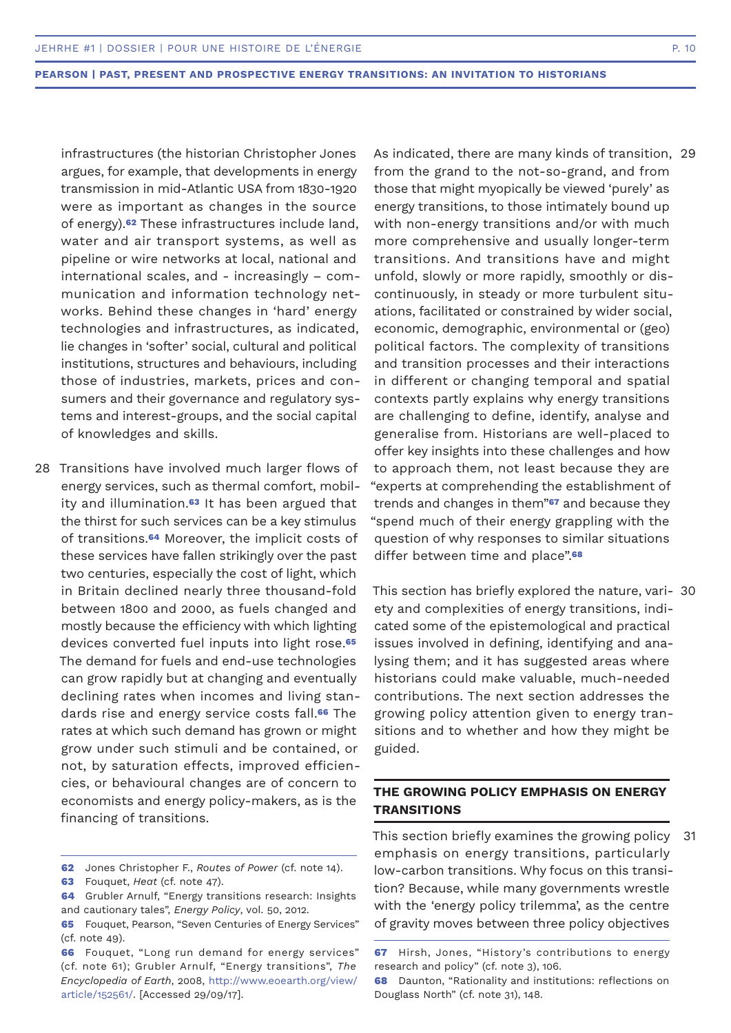infrastructures (the historian Christopher Jones argues, for example, that developments in energy transmission in mid-Atlantic USA from 1830-1920 were as important as changes in the source of energy).[62] These infrastructures include land, water and air transport systems, as well as pipeline or wire networks at local, national and international scales, and - increasingly – communication and information technology networks. Behind these changes in 'hard' energy technologies and infrastructures, as indicated, lie changes in 'softer' social, cultural and political institutions, structures and behaviours, including those of industries, markets, prices and consumers and their governance and regulatory systems and interest-groups, and the social capital of knowledges and skills.

28 Transitions have involved much larger flows of energy services, such as thermal comfort, mobility and illumination.[63] It has been argued that the thirst for such services can be a key stimulus of transitions.[64] Moreover, the implicit costs of these services have fallen strikingly over the past two centuries, especially the cost of light, which in Britain declined nearly three thousand-fold between 1800 and 2000, as fuels changed and mostly because the efficiency with which lighting devices converted fuel inputs into light rose.[65] The demand for fuels and end-use technologies can grow rapidly but at changing and eventually declining rates when incomes and living standards rise and energy service costs fall.[66] The rates at which such demand has grown or might grow under such stimuli and be contained, or not, by saturation effects, improved efficiencies, or behavioural changes are of concern to economists and energy policy-makers, as is the financing of transitions.

29 As indicated, there are many kinds of transition, from the grand to the not-so-grand, and from those that might myopically be viewed 'purely' as energy transitions, to those intimately bound up with non-energy transitions and/or with much more comprehensive and usually longer-term transitions. And transitions have and might unfold, slowly or more rapidly, smoothly or discontinuously, in steady or more turbulent situations, facilitated or constrained by wider social, economic, demographic, environmental or (geo) political factors. The complexity of transitions and transition processes and their interactions in different or changing temporal and spatial contexts partly explains why energy transitions are challenging to define, identify, analyse and generalise from. Historians are well-placed to offer key insights into these challenges and how to approach them, not least because they are "experts at comprehending the establishment of trends and changes in them"[67] and because they "spend much of their energy grappling with the question of why responses to similar situations differ between time and place".[68]

30 This section has briefly explored the nature, variety and complexities of energy transitions, indicated some of the epistemological and practical issues involved in defining, identifying and analysing them; and it has suggested areas where historians could make valuable, much-needed contributions. The next section addresses the growing policy attention given to energy transitions and to whether and how they might be guided.

## THE GROWING POLICY EMPHASIS ON ENERGY TRANSITIONS

31 This section briefly examines the growing policy emphasis on energy transitions, particularly low-carbon transitions. Why focus on this transition? Because, while many governments wrestle with the 'energy policy trilemma', as the centre of gravity moves between three policy objectives

---

**62** Jones Christopher F., *Routes of Power* (cf. note 14).

**63** Fouquet, *Heat* (cf. note 47).

**64** Grubler Arnulf, "Energy transitions research: Insights and cautionary tales", *Energy Policy*, vol. 50, 2012.

**65** Fouquet, Pearson, "Seven Centuries of Energy Services" (cf. note 49).

**66** Fouquet, "Long run demand for energy services" (cf. note 61); Grubler Arnulf, "Energy transitions", *The Encyclopedia of Earth*, 2008, http://www.eoearth.org/view/article/152561/. [Accessed 29/09/17].

**67** Hirsh, Jones, "History's contributions to energy research and policy" (cf. note 3), 106.

**68** Daunton, "Rationality and institutions: reflections on Douglass North" (cf. note 31), 148.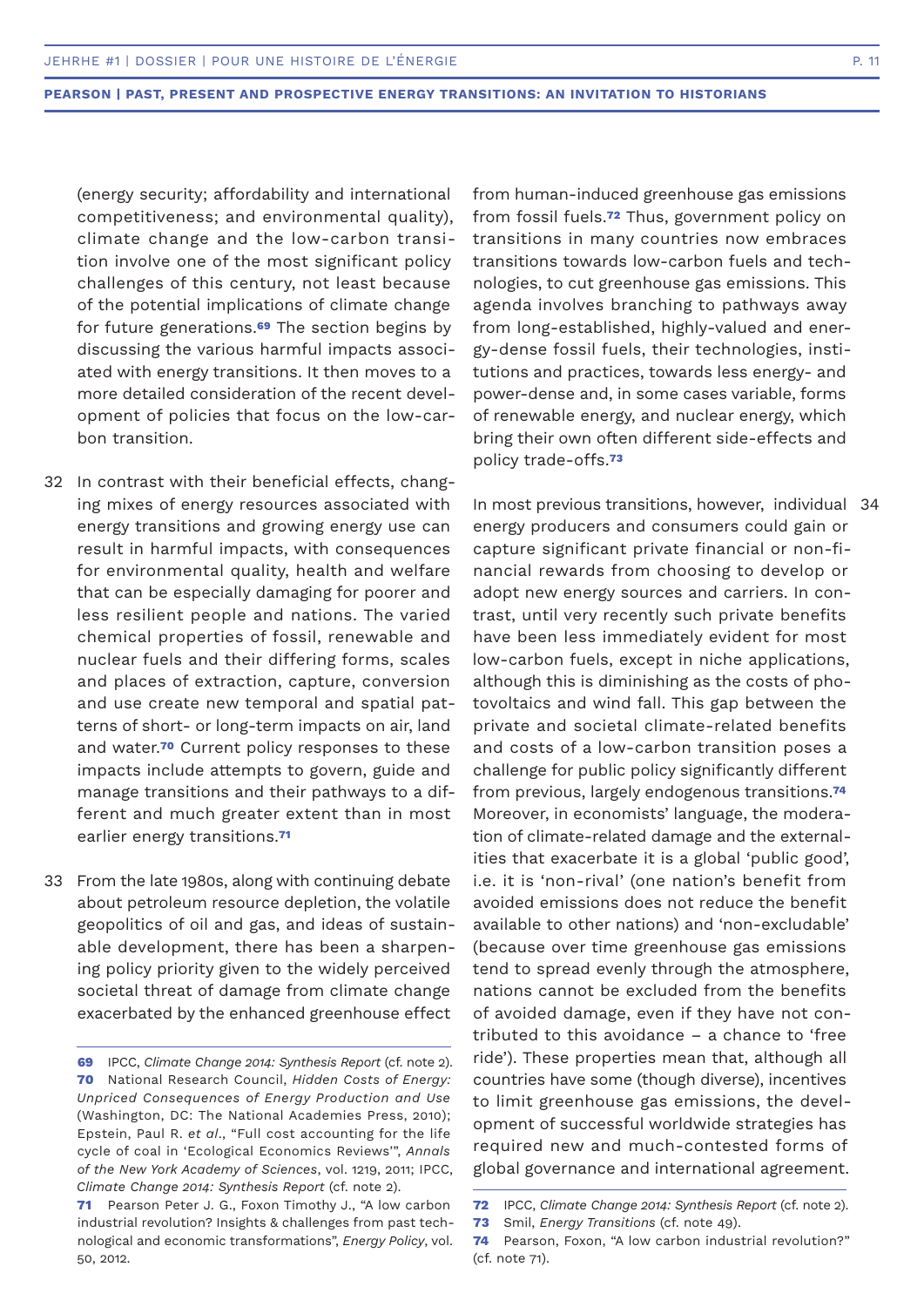(energy security; affordability and international competitiveness; and environmental quality), climate change and the low-carbon transition involve one of the most significant policy challenges of this century, not least because of the potential implications of climate change for future generations.[69] The section begins by discussing the various harmful impacts associated with energy transitions. It then moves to a more detailed consideration of the recent development of policies that focus on the low-carbon transition.

32 In contrast with their beneficial effects, changing mixes of energy resources associated with energy transitions and growing energy use can result in harmful impacts, with consequences for environmental quality, health and welfare that can be especially damaging for poorer and less resilient people and nations. The varied chemical properties of fossil, renewable and nuclear fuels and their differing forms, scales and places of extraction, capture, conversion and use create new temporal and spatial patterns of short- or long-term impacts on air, land and water.[70] Current policy responses to these impacts include attempts to govern, guide and manage transitions and their pathways to a different and much greater extent than in most earlier energy transitions.[71]

33 From the late 1980s, along with continuing debate about petroleum resource depletion, the volatile geopolitics of oil and gas, and ideas of sustainable development, there has been a sharpening policy priority given to the widely perceived societal threat of damage from climate change exacerbated by the enhanced greenhouse effect from human-induced greenhouse gas emissions from fossil fuels.[72] Thus, government policy on transitions in many countries now embraces transitions towards low-carbon fuels and technologies, to cut greenhouse gas emissions. This agenda involves branching to pathways away from long-established, highly-valued and energy-dense fossil fuels, their technologies, institutions and practices, towards less energy- and power-dense and, in some cases variable, forms of renewable energy, and nuclear energy, which bring their own often different side-effects and policy trade-offs.[73]

34 In most previous transitions, however, individual energy producers and consumers could gain or capture significant private financial or non-financial rewards from choosing to develop or adopt new energy sources and carriers. In contrast, until very recently such private benefits have been less immediately evident for most low-carbon fuels, except in niche applications, although this is diminishing as the costs of photovoltaics and wind fall. This gap between the private and societal climate-related benefits and costs of a low-carbon transition poses a challenge for public policy significantly different from previous, largely endogenous transitions.[74] Moreover, in economists' language, the moderation of climate-related damage and the externalities that exacerbate it is a global 'public good', i.e. it is 'non-rival' (one nation's benefit from avoided emissions does not reduce the benefit available to other nations) and 'non-excludable' (because over time greenhouse gas emissions tend to spread evenly through the atmosphere, nations cannot be excluded from the benefits of avoided damage, even if they have not contributed to this avoidance – a chance to 'free ride'). These properties mean that, although all countries have some (though diverse), incentives to limit greenhouse gas emissions, the development of successful worldwide strategies has required new and much-contested forms of global governance and international agreement.

---

**69** IPCC, *Climate Change 2014: Synthesis Report* (cf. note 2).

**70** National Research Council, *Hidden Costs of Energy: Unpriced Consequences of Energy Production and Use* (Washington, DC: The National Academies Press, 2010); Epstein, Paul R. *et al*., "Full cost accounting for the life cycle of coal in 'Ecological Economics Reviews'", *Annals of the New York Academy of Sciences*, vol. 1219, 2011; IPCC, *Climate Change 2014: Synthesis Report* (cf. note 2).

**71** Pearson Peter J. G., Foxon Timothy J., "A low carbon industrial revolution? Insights & challenges from past technological and economic transformations", *Energy Policy*, vol. 50, 2012.

**72** IPCC, *Climate Change 2014: Synthesis Report* (cf. note 2).

**73** Smil, *Energy Transitions* (cf. note 49).

**74** Pearson, Foxon, "A low carbon industrial revolution?" (cf. note 71).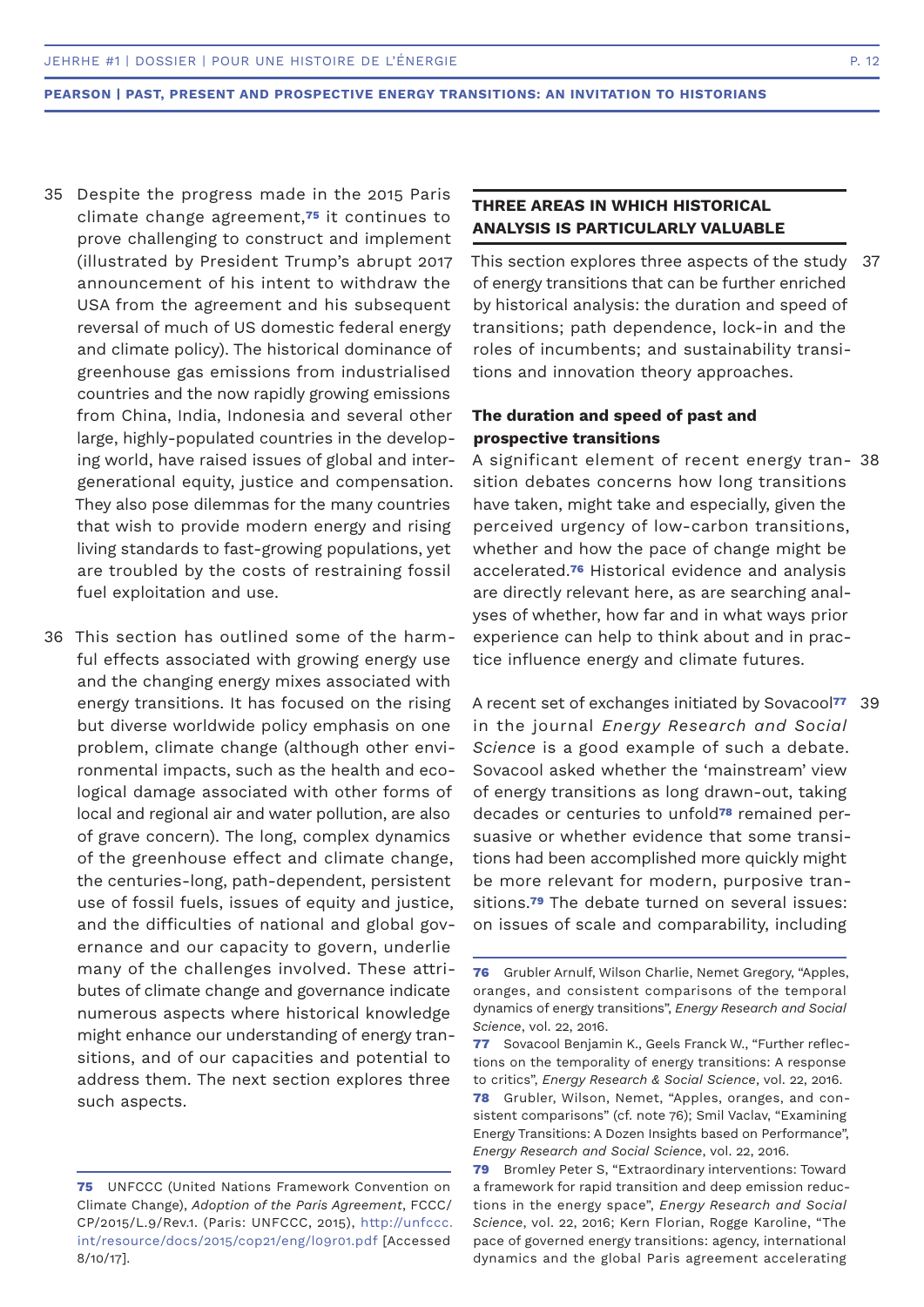35 Despite the progress made in the 2015 Paris climate change agreement,[75] it continues to prove challenging to construct and implement (illustrated by President Trump's abrupt 2017 announcement of his intent to withdraw the USA from the agreement and his subsequent reversal of much of US domestic federal energy and climate policy). The historical dominance of greenhouse gas emissions from industrialised countries and the now rapidly growing emissions from China, India, Indonesia and several other large, highly-populated countries in the developing world, have raised issues of global and intergenerational equity, justice and compensation. They also pose dilemmas for the many countries that wish to provide modern energy and rising living standards to fast-growing populations, yet are troubled by the costs of restraining fossil fuel exploitation and use.

36 This section has outlined some of the harmful effects associated with growing energy use and the changing energy mixes associated with energy transitions. It has focused on the rising but diverse worldwide policy emphasis on one problem, climate change (although other environmental impacts, such as the health and ecological damage associated with other forms of local and regional air and water pollution, are also of grave concern). The long, complex dynamics of the greenhouse effect and climate change, the centuries-long, path-dependent, persistent use of fossil fuels, issues of equity and justice, and the difficulties of national and global governance and our capacity to govern, underlie many of the challenges involved. These attributes of climate change and governance indicate numerous aspects where historical knowledge might enhance our understanding of energy transitions, and of our capacities and potential to address them. The next section explores three such aspects.

## THREE AREAS IN WHICH HISTORICAL ANALYSIS IS PARTICULARLY VALUABLE

37 This section explores three aspects of the study of energy transitions that can be further enriched by historical analysis: the duration and speed of transitions; path dependence, lock-in and the roles of incumbents; and sustainability transitions and innovation theory approaches.

### The duration and speed of past and prospective transitions

38 A significant element of recent energy transition debates concerns how long transitions have taken, might take and especially, given the perceived urgency of low-carbon transitions, whether and how the pace of change might be accelerated.[76] Historical evidence and analysis are directly relevant here, as are searching analyses of whether, how far and in what ways prior experience can help to think about and in practice influence energy and climate futures.

39 A recent set of exchanges initiated by Sovacool[77] in the journal *Energy Research and Social Science* is a good example of such a debate. Sovacool asked whether the 'mainstream' view of energy transitions as long drawn-out, taking decades or centuries to unfold[78] remained persuasive or whether evidence that some transitions had been accomplished more quickly might be more relevant for modern, purposive transitions.[79] The debate turned on several issues: on issues of scale and comparability, including

---

75 UNFCCC (United Nations Framework Convention on Climate Change), *Adoption of the Paris Agreement*, FCCC/CP/2015/L.9/Rev.1. (Paris: UNFCCC, 2015), http://unfccc.int/resource/docs/2015/cop21/eng/l09r01.pdf [Accessed 8/10/17].

76 Grubler Arnulf, Wilson Charlie, Nemet Gregory, "Apples, oranges, and consistent comparisons of the temporal dynamics of energy transitions", *Energy Research and Social Science*, vol. 22, 2016.

77 Sovacool Benjamin K., Geels Franck W., "Further reflections on the temporality of energy transitions: A response to critics", *Energy Research & Social Science*, vol. 22, 2016.

78 Grubler, Wilson, Nemet, "Apples, oranges, and consistent comparisons" (cf. note 76); Smil Vaclav, "Examining Energy Transitions: A Dozen Insights based on Performance", *Energy Research and Social Science*, vol. 22, 2016.

79 Bromley Peter S, "Extraordinary interventions: Toward a framework for rapid transition and deep emission reductions in the energy space", *Energy Research and Social Science*, vol. 22, 2016; Kern Florian, Rogge Karoline, "The pace of governed energy transitions: agency, international dynamics and the global Paris agreement accelerating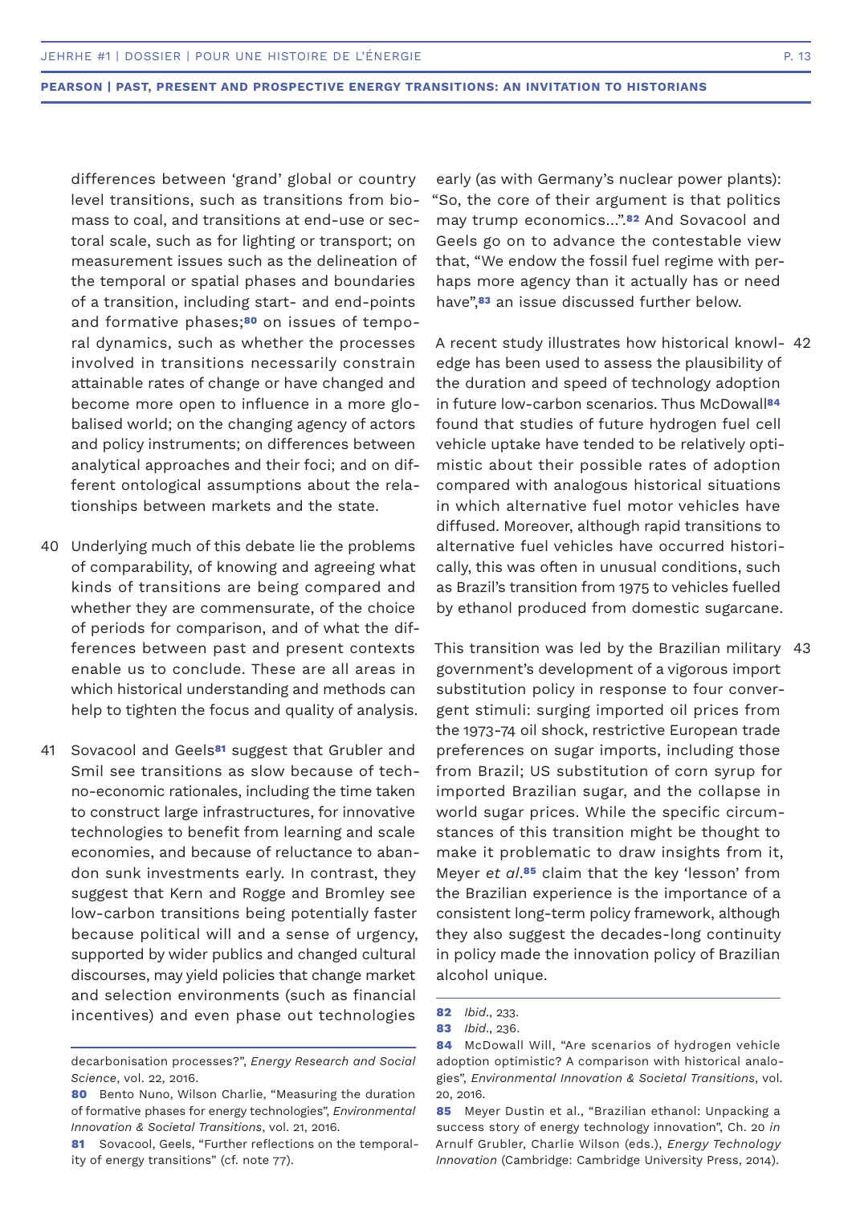differences between 'grand' global or country level transitions, such as transitions from biomass to coal, and transitions at end-use or sectoral scale, such as for lighting or transport; on measurement issues such as the delineation of the temporal or spatial phases and boundaries of a transition, including start- and end-points and formative phases;[80] on issues of temporal dynamics, such as whether the processes involved in transitions necessarily constrain attainable rates of change or have changed and become more open to influence in a more globalised world; on the changing agency of actors and policy instruments; on differences between analytical approaches and their foci; and on different ontological assumptions about the relationships between markets and the state.

40 Underlying much of this debate lie the problems of comparability, of knowing and agreeing what kinds of transitions are being compared and whether they are commensurate, of the choice of periods for comparison, and of what the differences between past and present contexts enable us to conclude. These are all areas in which historical understanding and methods can help to tighten the focus and quality of analysis.

41 Sovacool and Geels[81] suggest that Grubler and Smil see transitions as slow because of techno-economic rationales, including the time taken to construct large infrastructures, for innovative technologies to benefit from learning and scale economies, and because of reluctance to abandon sunk investments early. In contrast, they suggest that Kern and Rogge and Bromley see low-carbon transitions being potentially faster because political will and a sense of urgency, supported by wider publics and changed cultural discourses, may yield policies that change market and selection environments (such as financial incentives) and even phase out technologies early (as with Germany's nuclear power plants): "So, the core of their argument is that politics may trump economics…".[82] And Sovacool and Geels go on to advance the contestable view that, "We endow the fossil fuel regime with perhaps more agency than it actually has or need have",[83] an issue discussed further below.

42 A recent study illustrates how historical knowledge has been used to assess the plausibility of the duration and speed of technology adoption in future low-carbon scenarios. Thus McDowall[84] found that studies of future hydrogen fuel cell vehicle uptake have tended to be relatively optimistic about their possible rates of adoption compared with analogous historical situations in which alternative fuel motor vehicles have diffused. Moreover, although rapid transitions to alternative fuel vehicles have occurred historically, this was often in unusual conditions, such as Brazil's transition from 1975 to vehicles fuelled by ethanol produced from domestic sugarcane.

43 This transition was led by the Brazilian military government's development of a vigorous import substitution policy in response to four convergent stimuli: surging imported oil prices from the 1973-74 oil shock, restrictive European trade preferences on sugar imports, including those from Brazil; US substitution of corn syrup for imported Brazilian sugar, and the collapse in world sugar prices. While the specific circumstances of this transition might be thought to make it problematic to draw insights from it, Meyer *et al*.[85] claim that the key 'lesson' from the Brazilian experience is the importance of a consistent long-term policy framework, although they also suggest the decades-long continuity in policy made the innovation policy of Brazilian alcohol unique.

---

decarbonisation processes?", *Energy Research and Social Science*, vol. 22, 2016.

**80** Bento Nuno, Wilson Charlie, "Measuring the duration of formative phases for energy technologies", *Environmental Innovation & Societal Transitions*, vol. 21, 2016.

**81** Sovacool, Geels, "Further reflections on the temporality of energy transitions" (cf. note 77).

**82** *Ibid*., 233.

**83** *Ibid*., 236.

**84** McDowall Will, "Are scenarios of hydrogen vehicle adoption optimistic? A comparison with historical analogies", *Environmental Innovation & Societal Transitions*, vol. 20, 2016.

**85** Meyer Dustin et al., "Brazilian ethanol: Unpacking a success story of energy technology innovation", Ch. 20 *in* Arnulf Grubler, Charlie Wilson (eds.), *Energy Technology Innovation* (Cambridge: Cambridge University Press, 2014).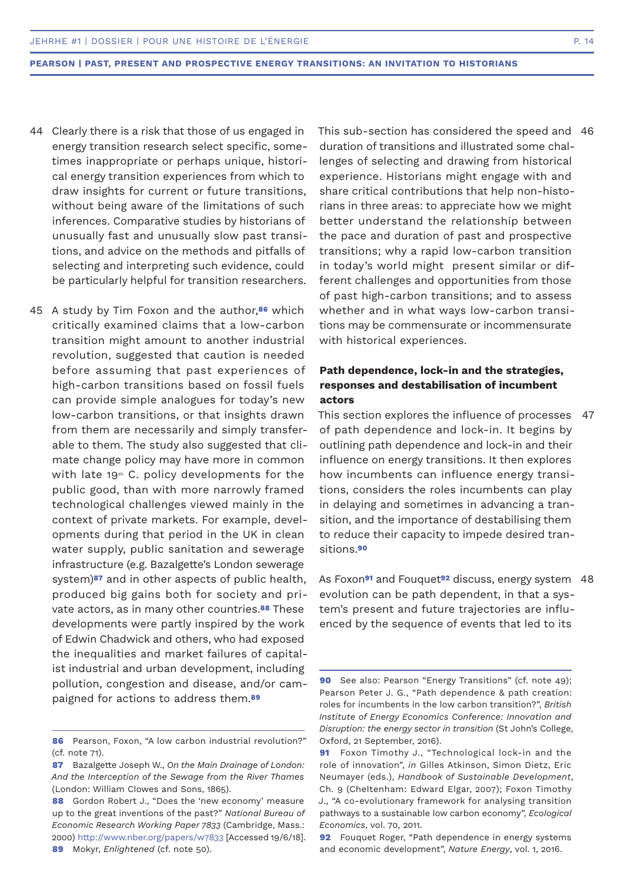44 Clearly there is a risk that those of us engaged in energy transition research select specific, sometimes inappropriate or perhaps unique, historical energy transition experiences from which to draw insights for current or future transitions, without being aware of the limitations of such inferences. Comparative studies by historians of unusually fast and unusually slow past transitions, and advice on the methods and pitfalls of selecting and interpreting such evidence, could be particularly helpful for transition researchers.

45 A study by Tim Foxon and the author,[86] which critically examined claims that a low-carbon transition might amount to another industrial revolution, suggested that caution is needed before assuming that past experiences of high-carbon transitions based on fossil fuels can provide simple analogues for today's new low-carbon transitions, or that insights drawn from them are necessarily and simply transferable to them. The study also suggested that climate change policy may have more in common with late 19th C. policy developments for the public good, than with more narrowly framed technological challenges viewed mainly in the context of private markets. For example, developments during that period in the UK in clean water supply, public sanitation and sewerage infrastructure (e.g. Bazalgette's London sewerage system)[87] and in other aspects of public health, produced big gains both for society and private actors, as in many other countries.[88] These developments were partly inspired by the work of Edwin Chadwick and others, who had exposed the inequalities and market failures of capitalist industrial and urban development, including pollution, congestion and disease, and/or campaigned for actions to address them.[89]

46 This sub-section has considered the speed and duration of transitions and illustrated some challenges of selecting and drawing from historical experience. Historians might engage with and share critical contributions that help non-historians in three areas: to appreciate how we might better understand the relationship between the pace and duration of past and prospective transitions; why a rapid low-carbon transition in today's world might present similar or different challenges and opportunities from those of past high-carbon transitions; and to assess whether and in what ways low-carbon transitions may be commensurate or incommensurate with historical experiences.

### Path dependence, lock-in and the strategies, responses and destabilisation of incumbent actors

47 This section explores the influence of processes of path dependence and lock-in. It begins by outlining path dependence and lock-in and their influence on energy transitions. It then explores how incumbents can influence energy transitions, considers the roles incumbents can play in delaying and sometimes in advancing a transition, and the importance of destabilising them to reduce their capacity to impede desired transitions.[90]

48 As Foxon[91] and Fouquet[92] discuss, energy system evolution can be path dependent, in that a system's present and future trajectories are influenced by the sequence of events that led to its

---

86 Pearson, Foxon, "A low carbon industrial revolution?" (cf. note 71).

87 Bazalgette Joseph W., *On the Main Drainage of London: And the Interception of the Sewage from the River Thames* (London: William Clowes and Sons, 1865).

88 Gordon Robert J., "Does the 'new economy' measure up to the great inventions of the past?" *National Bureau of Economic Research Working Paper 7833* (Cambridge, Mass.: 2000) http://www.nber.org/papers/w7833 [Accessed 19/6/18].

89 Mokyr, *Enlightened* (cf. note 50).

90 See also: Pearson "Energy Transitions" (cf. note 49); Pearson Peter J. G., "Path dependence & path creation: roles for incumbents in the low carbon transition?", *British Institute of Energy Economics Conference: Innovation and Disruption: the energy sector in transition* (St John's College, Oxford, 21 September, 2016).

91 Foxon Timothy J., "Technological lock-in and the role of innovation", *in* Gilles Atkinson, Simon Dietz, Eric Neumayer (eds.), *Handbook of Sustainable Development*, Ch. 9 (Cheltenham: Edward Elgar, 2007); Foxon Timothy J., "A co-evolutionary framework for analysing transition pathways to a sustainable low carbon economy", *Ecological Economics*, vol. 70, 2011.

92 Fouquet Roger, "Path dependence in energy systems and economic development", *Nature Energy*, vol. 1, 2016.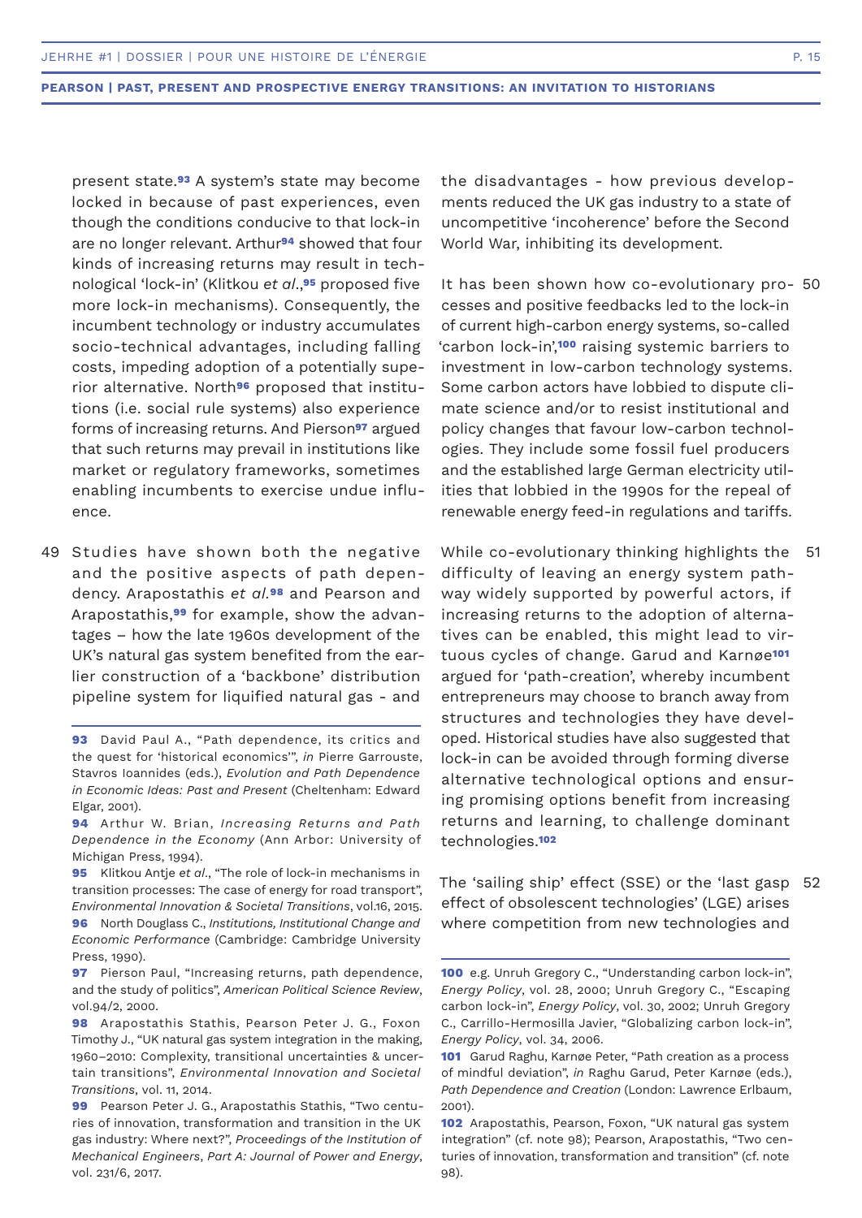present state.[93] A system's state may become locked in because of past experiences, even though the conditions conducive to that lock-in are no longer relevant. Arthur[94] showed that four kinds of increasing returns may result in technological 'lock-in' (Klitkou *et al*.,[95] proposed five more lock-in mechanisms). Consequently, the incumbent technology or industry accumulates socio-technical advantages, including falling costs, impeding adoption of a potentially superior alternative. North[96] proposed that institutions (i.e. social rule systems) also experience forms of increasing returns. And Pierson[97] argued that such returns may prevail in institutions like market or regulatory frameworks, sometimes enabling incumbents to exercise undue influence.

49 Studies have shown both the negative and the positive aspects of path dependency. Arapostathis *et al.*[98] and Pearson and Arapostathis,[99] for example, show the advantages – how the late 1960s development of the UK's natural gas system benefited from the earlier construction of a 'backbone' distribution pipeline system for liquified natural gas - and the disadvantages - how previous developments reduced the UK gas industry to a state of uncompetitive 'incoherence' before the Second World War, inhibiting its development.

50 It has been shown how co-evolutionary processes and positive feedbacks led to the lock-in of current high-carbon energy systems, so-called 'carbon lock-in',[100] raising systemic barriers to investment in low-carbon technology systems. Some carbon actors have lobbied to dispute climate science and/or to resist institutional and policy changes that favour low-carbon technologies. They include some fossil fuel producers and the established large German electricity utilities that lobbied in the 1990s for the repeal of renewable energy feed-in regulations and tariffs.

51 While co-evolutionary thinking highlights the difficulty of leaving an energy system pathway widely supported by powerful actors, if increasing returns to the adoption of alternatives can be enabled, this might lead to virtuous cycles of change. Garud and Karnøe[101] argued for 'path-creation', whereby incumbent entrepreneurs may choose to branch away from structures and technologies they have developed. Historical studies have also suggested that lock-in can be avoided through forming diverse alternative technological options and ensuring promising options benefit from increasing returns and learning, to challenge dominant technologies.[102]

52 The 'sailing ship' effect (SSE) or the 'last gasp effect of obsolescent technologies' (LGE) arises where competition from new technologies and

---

**93** David Paul A., "Path dependence, its critics and the quest for 'historical economics'", *in* Pierre Garrouste, Stavros Ioannides (eds.), *Evolution and Path Dependence in Economic Ideas: Past and Present* (Cheltenham: Edward Elgar, 2001).

**94** Arthur W. Brian, *Increasing Returns and Path Dependence in the Economy* (Ann Arbor: University of Michigan Press, 1994).

**95** Klitkou Antje *et al*., "The role of lock-in mechanisms in transition processes: The case of energy for road transport", *Environmental Innovation & Societal Transitions*, vol.16, 2015.

**96** North Douglass C., *Institutions, Institutional Change and Economic Performance* (Cambridge: Cambridge University Press, 1990).

**97** Pierson Paul, "Increasing returns, path dependence, and the study of politics", *American Political Science Review*, vol.94/2, 2000.

**98** Arapostathis Stathis, Pearson Peter J. G., Foxon Timothy J., "UK natural gas system integration in the making, 1960–2010: Complexity, transitional uncertainties & uncertain transitions", *Environmental Innovation and Societal Transitions*, vol. 11, 2014.

**99** Pearson Peter J. G., Arapostathis Stathis, "Two centuries of innovation, transformation and transition in the UK gas industry: Where next?", *Proceedings of the Institution of Mechanical Engineers, Part A: Journal of Power and Energy*, vol. 231/6, 2017.

**100** e.g. Unruh Gregory C., "Understanding carbon lock-in", *Energy Policy*, vol. 28, 2000; Unruh Gregory C., "Escaping carbon lock-in", *Energy Policy*, vol. 30, 2002; Unruh Gregory C., Carrillo-Hermosilla Javier, "Globalizing carbon lock-in", *Energy Policy*, vol. 34, 2006.

**101** Garud Raghu, Karnøe Peter, "Path creation as a process of mindful deviation", *in* Raghu Garud, Peter Karnøe (eds.), *Path Dependence and Creation* (London: Lawrence Erlbaum, 2001).

**102** Arapostathis, Pearson, Foxon, "UK natural gas system integration" (cf. note 98); Pearson, Arapostathis, "Two centuries of innovation, transformation and transition" (cf. note 98).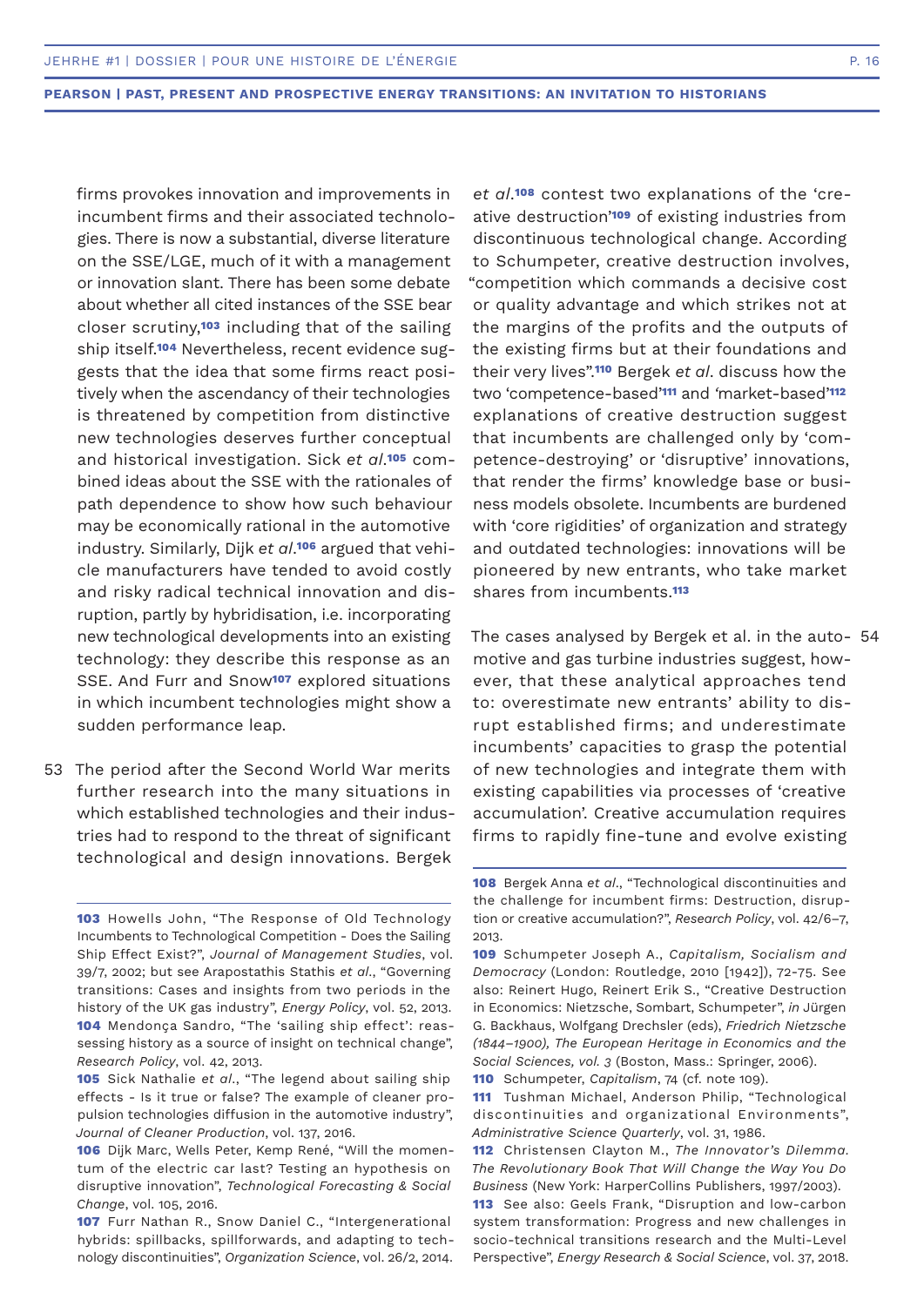firms provokes innovation and improvements in incumbent firms and their associated technologies. There is now a substantial, diverse literature on the SSE/LGE, much of it with a management or innovation slant. There has been some debate about whether all cited instances of the SSE bear closer scrutiny,[103] including that of the sailing ship itself.[104] Nevertheless, recent evidence suggests that the idea that some firms react positively when the ascendancy of their technologies is threatened by competition from distinctive new technologies deserves further conceptual and historical investigation. Sick *et al*.[105] combined ideas about the SSE with the rationales of path dependence to show how such behaviour may be economically rational in the automotive industry. Similarly, Dijk *et al*.[106] argued that vehicle manufacturers have tended to avoid costly and risky radical technical innovation and disruption, partly by hybridisation, i.e. incorporating new technological developments into an existing technology: they describe this response as an SSE. And Furr and Snow[107] explored situations in which incumbent technologies might show a sudden performance leap.

53 The period after the Second World War merits further research into the many situations in which established technologies and their industries had to respond to the threat of significant technological and design innovations. Bergek *et al*.[108] contest two explanations of the 'creative destruction'[109] of existing industries from discontinuous technological change. According to Schumpeter, creative destruction involves, "competition which commands a decisive cost or quality advantage and which strikes not at the margins of the profits and the outputs of the existing firms but at their foundations and their very lives".[110] Bergek *et al*. discuss how the two 'competence-based'[111] and 'market-based'[112] explanations of creative destruction suggest that incumbents are challenged only by 'competence-destroying' or 'disruptive' innovations, that render the firms' knowledge base or business models obsolete. Incumbents are burdened with 'core rigidities' of organization and strategy and outdated technologies: innovations will be pioneered by new entrants, who take market shares from incumbents.[113]

54 The cases analysed by Bergek et al. in the automotive and gas turbine industries suggest, however, that these analytical approaches tend to: overestimate new entrants' ability to disrupt established firms; and underestimate incumbents' capacities to grasp the potential of new technologies and integrate them with existing capabilities via processes of 'creative accumulation'. Creative accumulation requires firms to rapidly fine-tune and evolve existing

---

**103** Howells John, "The Response of Old Technology Incumbents to Technological Competition - Does the Sailing Ship Effect Exist?", *Journal of Management Studies*, vol. 39/7, 2002; but see Arapostathis Stathis *et al*., "Governing transitions: Cases and insights from two periods in the history of the UK gas industry", *Energy Policy*, vol. 52, 2013.

**104** Mendonça Sandro, "The 'sailing ship effect': reassessing history as a source of insight on technical change", *Research Policy*, vol. 42, 2013.

**105** Sick Nathalie *et al*., "The legend about sailing ship effects - Is it true or false? The example of cleaner propulsion technologies diffusion in the automotive industry", *Journal of Cleaner Production*, vol. 137, 2016.

**106** Dijk Marc, Wells Peter, Kemp René, "Will the momentum of the electric car last? Testing an hypothesis on disruptive innovation", *Technological Forecasting & Social Change*, vol. 105, 2016.

**107** Furr Nathan R., Snow Daniel C., "Intergenerational hybrids: spillbacks, spillforwards, and adapting to technology discontinuities", *Organization Science*, vol. 26/2, 2014.

**108** Bergek Anna *et al*., "Technological discontinuities and the challenge for incumbent firms: Destruction, disruption or creative accumulation?", *Research Policy*, vol. 42/6–7, 2013.

**109** Schumpeter Joseph A., *Capitalism, Socialism and Democracy* (London: Routledge, 2010 [1942]), 72-75. See also: Reinert Hugo, Reinert Erik S., "Creative Destruction in Economics: Nietzsche, Sombart, Schumpeter", *in* Jürgen G. Backhaus, Wolfgang Drechsler (eds), *Friedrich Nietzsche (1844–1900), The European Heritage in Economics and the Social Sciences, vol. 3* (Boston, Mass.: Springer, 2006).

**110** Schumpeter, *Capitalism*, 74 (cf. note 109).

**111** Tushman Michael, Anderson Philip, "Technological discontinuities and organizational Environments", *Administrative Science Quarterly*, vol. 31, 1986.

**112** Christensen Clayton M., *The Innovator's Dilemma. The Revolutionary Book That Will Change the Way You Do Business* (New York: HarperCollins Publishers, 1997/2003).

**113** See also: Geels Frank, "Disruption and low-carbon system transformation: Progress and new challenges in socio-technical transitions research and the Multi-Level Perspective", *Energy Research & Social Science*, vol. 37, 2018.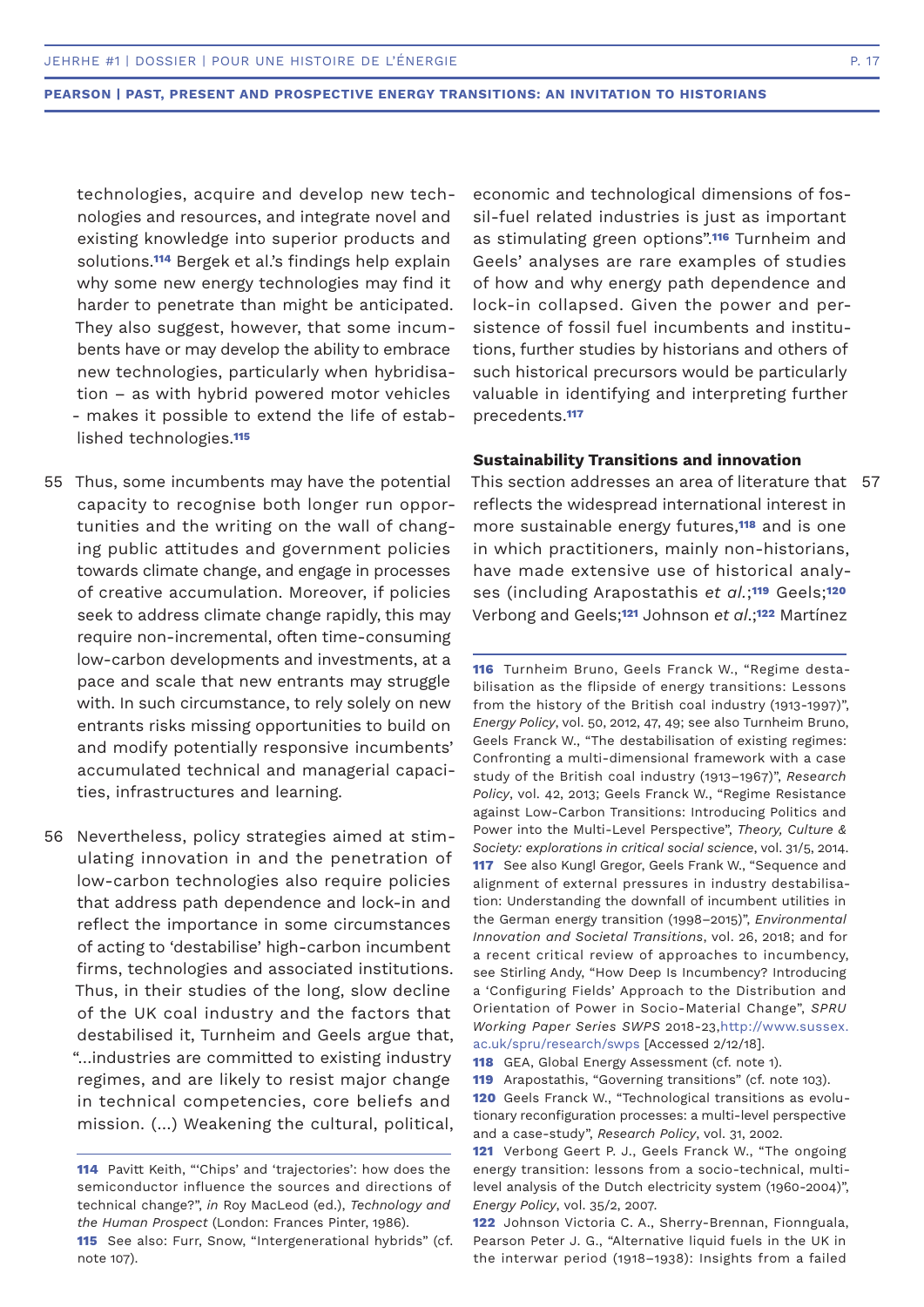technologies, acquire and develop new technologies and resources, and integrate novel and existing knowledge into superior products and solutions.[114] Bergek et al.'s findings help explain why some new energy technologies may find it harder to penetrate than might be anticipated. They also suggest, however, that some incumbents have or may develop the ability to embrace new technologies, particularly when hybridisation – as with hybrid powered motor vehicles - makes it possible to extend the life of established technologies.[115]

55 Thus, some incumbents may have the potential capacity to recognise both longer run opportunities and the writing on the wall of changing public attitudes and government policies towards climate change, and engage in processes of creative accumulation. Moreover, if policies seek to address climate change rapidly, this may require non-incremental, often time-consuming low-carbon developments and investments, at a pace and scale that new entrants may struggle with. In such circumstance, to rely solely on new entrants risks missing opportunities to build on and modify potentially responsive incumbents' accumulated technical and managerial capacities, infrastructures and learning.

56 Nevertheless, policy strategies aimed at stimulating innovation in and the penetration of low-carbon technologies also require policies that address path dependence and lock-in and reflect the importance in some circumstances of acting to 'destabilise' high-carbon incumbent firms, technologies and associated institutions. Thus, in their studies of the long, slow decline of the UK coal industry and the factors that destabilised it, Turnheim and Geels argue that, "...industries are committed to existing industry regimes, and are likely to resist major change in technical competencies, core beliefs and mission. (...) Weakening the cultural, political, economic and technological dimensions of fossil-fuel related industries is just as important as stimulating green options".[116] Turnheim and Geels' analyses are rare examples of studies of how and why energy path dependence and lock-in collapsed. Given the power and persistence of fossil fuel incumbents and institutions, further studies by historians and others of such historical precursors would be particularly valuable in identifying and interpreting further precedents.[117]

### Sustainability Transitions and innovation

57 This section addresses an area of literature that reflects the widespread international interest in more sustainable energy futures,[118] and is one in which practitioners, mainly non-historians, have made extensive use of historical analyses (including Arapostathis *et al.*;[119] Geels;[120] Verbong and Geels;[121] Johnson *et al.*;[122] Martínez

---

114 Pavitt Keith, "'Chips' and 'trajectories': how does the semiconductor influence the sources and directions of technical change?", *in* Roy MacLeod (ed.), *Technology and the Human Prospect* (London: Frances Pinter, 1986).

115 See also: Furr, Snow, "Intergenerational hybrids" (cf. note 107).

116 Turnheim Bruno, Geels Franck W., "Regime destabilisation as the flipside of energy transitions: Lessons from the history of the British coal industry (1913-1997)", *Energy Policy*, vol. 50, 2012, 47, 49; see also Turnheim Bruno, Geels Franck W., "The destabilisation of existing regimes: Confronting a multi-dimensional framework with a case study of the British coal industry (1913–1967)", *Research Policy*, vol. 42, 2013; Geels Franck W., "Regime Resistance against Low-Carbon Transitions: Introducing Politics and Power into the Multi-Level Perspective", *Theory, Culture & Society: explorations in critical social science*, vol. 31/5, 2014.

117 See also Kungl Gregor, Geels Frank W., "Sequence and alignment of external pressures in industry destabilisation: Understanding the downfall of incumbent utilities in the German energy transition (1998–2015)", *Environmental Innovation and Societal Transitions*, vol. 26, 2018; and for a recent critical review of approaches to incumbency, see Stirling Andy, "How Deep Is Incumbency? Introducing a 'Configuring Fields' Approach to the Distribution and Orientation of Power in Socio-Material Change", *SPRU Working Paper Series SWPS* 2018-23,http://www.sussex.ac.uk/spru/research/swps [Accessed 2/12/18].

118 GEA, Global Energy Assessment (cf. note 1).

119 Arapostathis, "Governing transitions" (cf. note 103).

120 Geels Franck W., "Technological transitions as evolutionary reconfiguration processes: a multi-level perspective and a case-study", *Research Policy*, vol. 31, 2002.

121 Verbong Geert P. J., Geels Franck W., "The ongoing energy transition: lessons from a socio-technical, multi-level analysis of the Dutch electricity system (1960-2004)", *Energy Policy*, vol. 35/2, 2007.

122 Johnson Victoria C. A., Sherry-Brennan, Fionnguala, Pearson Peter J. G., "Alternative liquid fuels in the UK in the interwar period (1918–1938): Insights from a failed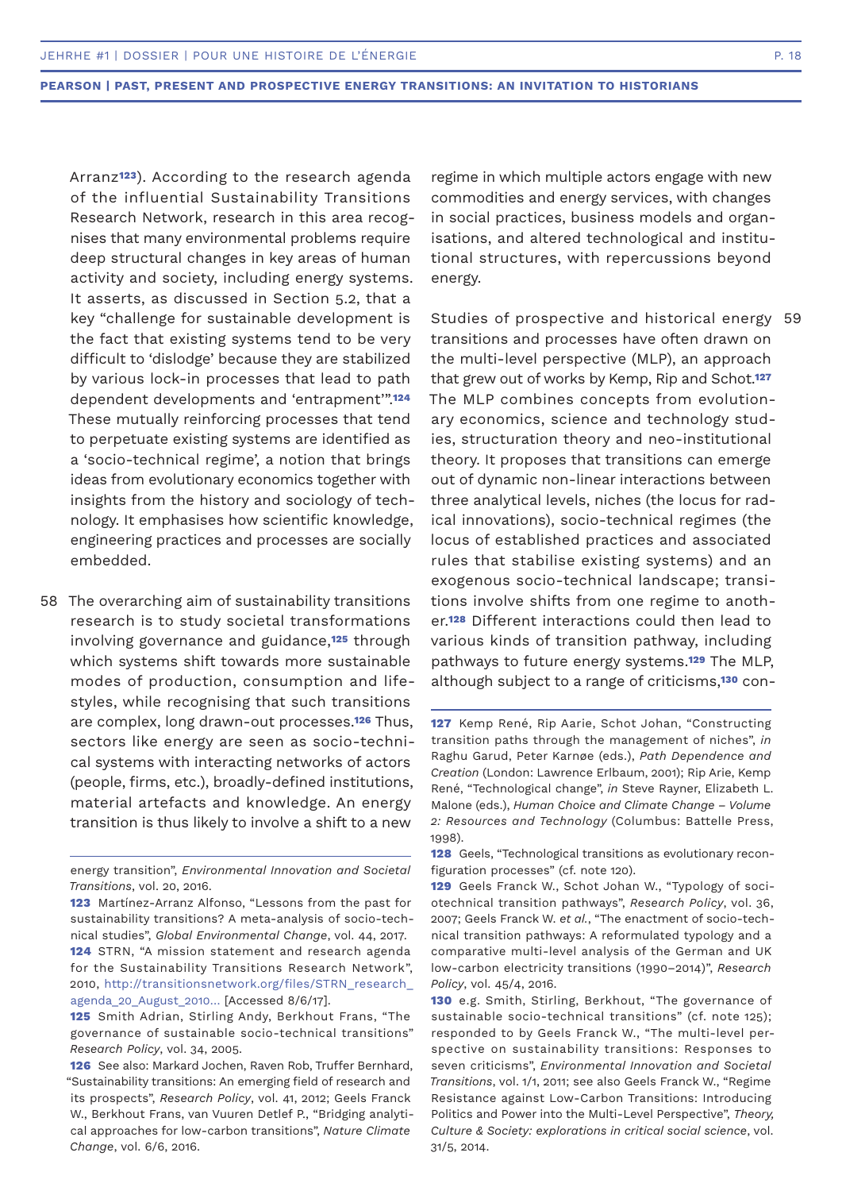Arranz[123]). According to the research agenda of the influential Sustainability Transitions Research Network, research in this area recognises that many environmental problems require deep structural changes in key areas of human activity and society, including energy systems. It asserts, as discussed in Section 5.2, that a key "challenge for sustainable development is the fact that existing systems tend to be very difficult to 'dislodge' because they are stabilized by various lock-in processes that lead to path dependent developments and 'entrapment'".[124] These mutually reinforcing processes that tend to perpetuate existing systems are identified as a 'socio-technical regime', a notion that brings ideas from evolutionary economics together with insights from the history and sociology of technology. It emphasises how scientific knowledge, engineering practices and processes are socially embedded.

58 The overarching aim of sustainability transitions research is to study societal transformations involving governance and guidance,[125] through which systems shift towards more sustainable modes of production, consumption and lifestyles, while recognising that such transitions are complex, long drawn-out processes.[126] Thus, sectors like energy are seen as socio-technical systems with interacting networks of actors (people, firms, etc.), broadly-defined institutions, material artefacts and knowledge. An energy transition is thus likely to involve a shift to a new regime in which multiple actors engage with new commodities and energy services, with changes in social practices, business models and organisations, and altered technological and institutional structures, with repercussions beyond energy.

59 Studies of prospective and historical energy transitions and processes have often drawn on the multi-level perspective (MLP), an approach that grew out of works by Kemp, Rip and Schot.[127] The MLP combines concepts from evolutionary economics, science and technology studies, structuration theory and neo-institutional theory. It proposes that transitions can emerge out of dynamic non-linear interactions between three analytical levels, niches (the locus for radical innovations), socio-technical regimes (the locus of established practices and associated rules that stabilise existing systems) and an exogenous socio-technical landscape; transitions involve shifts from one regime to another.[128] Different interactions could then lead to various kinds of transition pathway, including pathways to future energy systems.[129] The MLP, although subject to a range of criticisms,[130] con-

---

energy transition", *Environmental Innovation and Societal Transitions*, vol. 20, 2016.

**123** Martínez-Arranz Alfonso, "Lessons from the past for sustainability transitions? A meta-analysis of socio-technical studies", *Global Environmental Change*, vol. 44, 2017.

**124** STRN, "A mission statement and research agenda for the Sustainability Transitions Research Network", 2010, http://transitionsnetwork.org/files/STRN_research_agenda_20_August_2010... [Accessed 8/6/17].

**125** Smith Adrian, Stirling Andy, Berkhout Frans, "The governance of sustainable socio-technical transitions" *Research Policy*, vol. 34, 2005.

**126** See also: Markard Jochen, Raven Rob, Truffer Bernhard, "Sustainability transitions: An emerging field of research and its prospects", *Research Policy*, vol. 41, 2012; Geels Franck W., Berkhout Frans, van Vuuren Detlef P., "Bridging analytical approaches for low-carbon transitions", *Nature Climate Change*, vol. 6/6, 2016.

**127** Kemp René, Rip Aarie, Schot Johan, "Constructing transition paths through the management of niches", *in* Raghu Garud, Peter Karnøe (eds.), *Path Dependence and Creation* (London: Lawrence Erlbaum, 2001); Rip Arie, Kemp René, "Technological change", *in* Steve Rayner, Elizabeth L. Malone (eds.), *Human Choice and Climate Change – Volume 2: Resources and Technology* (Columbus: Battelle Press, 1998).

**128** Geels, "Technological transitions as evolutionary reconfiguration processes" (cf. note 120).

**129** Geels Franck W., Schot Johan W., "Typology of sociotechnical transition pathways", *Research Policy*, vol. 36, 2007; Geels Franck W. *et al.*, "The enactment of socio-technical transition pathways: A reformulated typology and a comparative multi-level analysis of the German and UK low-carbon electricity transitions (1990–2014)", *Research Policy*, vol. 45/4, 2016.

**130** e.g. Smith, Stirling, Berkhout, "The governance of sustainable socio-technical transitions" (cf. note 125); responded to by Geels Franck W., "The multi-level perspective on sustainability transitions: Responses to seven criticisms", *Environmental Innovation and Societal Transitions*, vol. 1/1, 2011; see also Geels Franck W., "Regime Resistance against Low-Carbon Transitions: Introducing Politics and Power into the Multi-Level Perspective", *Theory, Culture & Society: explorations in critical social science*, vol. 31/5, 2014.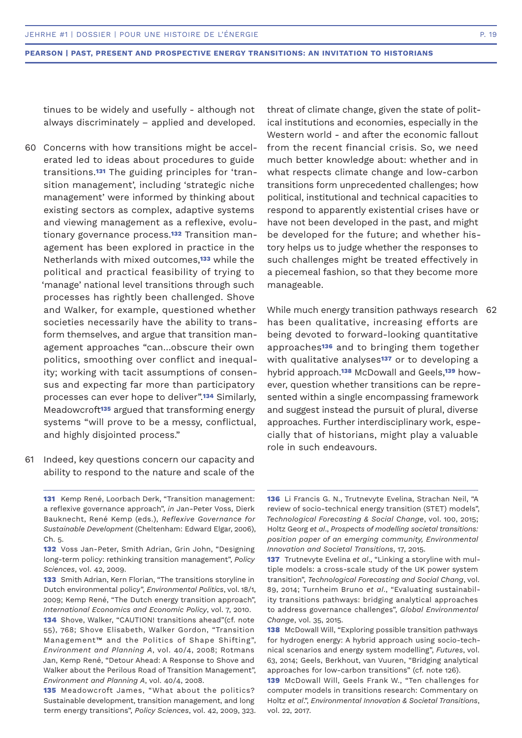tinues to be widely and usefully - although not always discriminately – applied and developed.

60 Concerns with how transitions might be accelerated led to ideas about procedures to guide transitions.[131] The guiding principles for 'transition management', including 'strategic niche management' were informed by thinking about existing sectors as complex, adaptive systems and viewing management as a reflexive, evolutionary governance process.[132] Transition management has been explored in practice in the Netherlands with mixed outcomes,[133] while the political and practical feasibility of trying to 'manage' national level transitions through such processes has rightly been challenged. Shove and Walker, for example, questioned whether societies necessarily have the ability to transform themselves, and argue that transition management approaches "can…obscure their own politics, smoothing over conflict and inequality; working with tacit assumptions of consensus and expecting far more than participatory processes can ever hope to deliver".[134] Similarly, Meadowcroft[135] argued that transforming energy systems "will prove to be a messy, conflictual, and highly disjointed process."

61 Indeed, key questions concern our capacity and ability to respond to the nature and scale of the threat of climate change, given the state of political institutions and economies, especially in the Western world - and after the economic fallout from the recent financial crisis. So, we need much better knowledge about: whether and in what respects climate change and low-carbon transitions form unprecedented challenges; how political, institutional and technical capacities to respond to apparently existential crises have or have not been developed in the past, and might be developed for the future; and whether history helps us to judge whether the responses to such challenges might be treated effectively in a piecemeal fashion, so that they become more manageable.

62 While much energy transition pathways research has been qualitative, increasing efforts are being devoted to forward-looking quantitative approaches[136] and to bringing them together with qualitative analyses[137] or to developing a hybrid approach.[138] McDowall and Geels,[139] however, question whether transitions can be represented within a single encompassing framework and suggest instead the pursuit of plural, diverse approaches. Further interdisciplinary work, especially that of historians, might play a valuable role in such endeavours.

---

131 Kemp René, Loorbach Derk, "Transition management: a reflexive governance approach", *in* Jan-Peter Voss, Dierk Bauknecht, René Kemp (eds.), *Reflexive Governance for Sustainable Development* (Cheltenham: Edward Elgar, 2006), Ch. 5.

132 Voss Jan-Peter, Smith Adrian, Grin John, "Designing long-term policy: rethinking transition management", *Policy Sciences*, vol. 42, 2009.

133 Smith Adrian, Kern Florian, "The transitions storyline in Dutch environmental policy", *Environmental Politics*, vol. 18/1, 2009; Kemp René, "The Dutch energy transition approach", *International Economics and Economic Policy*, vol. 7, 2010.

134 Shove, Walker, "CAUTION! transitions ahead"(cf. note 55), 768; Shove Elisabeth, Walker Gordon, "Transition Management™ and the Politics of Shape Shifting", *Environment and Planning A*, vol. 40/4, 2008; Rotmans Jan, Kemp René, "Detour Ahead: A Response to Shove and Walker about the Perilous Road of Transition Management", *Environment and Planning A*, vol. 40/4, 2008.

135 Meadowcroft James, "What about the politics? Sustainable development, transition management, and long term energy transitions", *Policy Sciences*, vol. 42, 2009, 323.

136 Li Francis G. N., Trutnevyte Evelina, Strachan Neil, "A review of socio-technical energy transition (STET) models", *Technological Forecasting & Social Change*, vol. 100, 2015; Holtz Georg *et al*., *Prospects of modelling societal transitions: position paper of an emerging community, Environmental Innovation and Societal Transitions*, 17, 2015.

137 Trutnevyte Evelina *et al*., "Linking a storyline with multiple models: a cross-scale study of the UK power system transition", *Technological Forecasting and Social Chang*, vol. 89, 2014; Turnheim Bruno *et al*., "Evaluating sustainability transitions pathways: bridging analytical approaches to address governance challenges", *Global Environmental Change*, vol. 35, 2015.

138 McDowall Will, "Exploring possible transition pathways for hydrogen energy: A hybrid approach using socio-technical scenarios and energy system modelling", *Futures*, vol. 63, 2014; Geels, Berkhout, van Vuuren, "Bridging analytical approaches for low-carbon transitions" (cf. note 126).

139 McDowall Will, Geels Frank W., "Ten challenges for computer models in transitions research: Commentary on Holtz *et al*.", *Environmental Innovation & Societal Transitions*, vol. 22, 2017.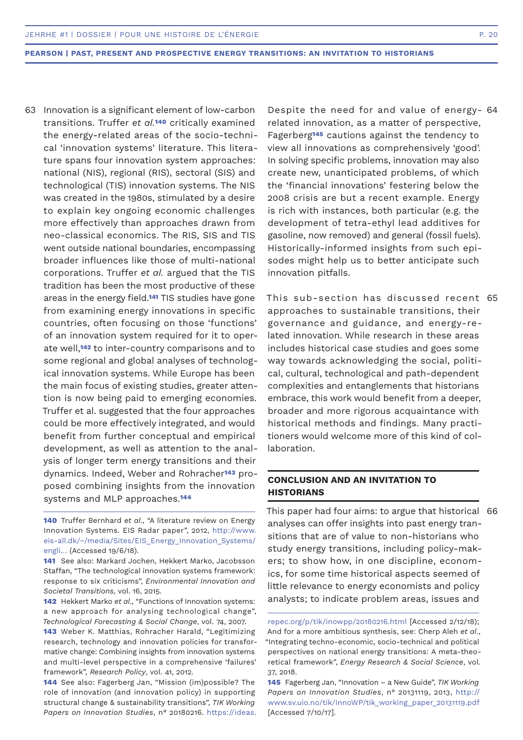63 Innovation is a significant element of low-carbon transitions. Truffer *et al.*[140] critically examined the energy-related areas of the socio-technical 'innovation systems' literature. This literature spans four innovation system approaches: national (NIS), regional (RIS), sectoral (SIS) and technological (TIS) innovation systems. The NIS was created in the 1980s, stimulated by a desire to explain key ongoing economic challenges more effectively than approaches drawn from neo-classical economics. The RIS, SIS and TIS went outside national boundaries, encompassing broader influences like those of multi-national corporations. Truffer *et al.* argued that the TIS tradition has been the most productive of these areas in the energy field.[141] TIS studies have gone from examining energy innovations in specific countries, often focusing on those 'functions' of an innovation system required for it to operate well,[142] to inter-country comparisons and to some regional and global analyses of technological innovation systems. While Europe has been the main focus of existing studies, greater attention is now being paid to emerging economies. Truffer et al. suggested that the four approaches could be more effectively integrated, and would benefit from further conceptual and empirical development, as well as attention to the analysis of longer term energy transitions and their dynamics. Indeed, Weber and Rohracher[143] proposed combining insights from the innovation systems and MLP approaches.[144]

64 Despite the need for and value of energy-related innovation, as a matter of perspective, Fagerberg[145] cautions against the tendency to view all innovations as comprehensively 'good'. In solving specific problems, innovation may also create new, unanticipated problems, of which the 'financial innovations' festering below the 2008 crisis are but a recent example. Energy is rich with instances, both particular (e.g. the development of tetra-ethyl lead additives for gasoline, now removed) and general (fossil fuels). Historically-informed insights from such episodes might help us to better anticipate such innovation pitfalls.

65 This sub-section has discussed recent approaches to sustainable transitions, their governance and guidance, and energy-related innovation. While research in these areas includes historical case studies and goes some way towards acknowledging the social, political, cultural, technological and path-dependent complexities and entanglements that historians embrace, this work would benefit from a deeper, broader and more rigorous acquaintance with historical methods and findings. Many practitioners would welcome more of this kind of collaboration.

## CONCLUSION AND AN INVITATION TO HISTORIANS

66 This paper had four aims: to argue that historical analyses can offer insights into past energy transitions that are of value to non-historians who study energy transitions, including policy-makers; to show how, in one discipline, economics, for some time historical aspects seemed of little relevance to energy economists and policy analysts; to indicate problem areas, issues and

---

[140] Truffer Bernhard *et al.*, "A literature review on Energy Innovation Systems. EIS Radar paper", 2012, http://www.eis-all.dk/~/media/Sites/EIS_Energy_Innovation_Systems/engli... (Accessed 19/6/18).

[141] See also: Markard Jochen, Hekkert Marko, Jacobsson Staffan, "The technological innovation systems framework: response to six criticisms", *Environmental Innovation and Societal Transitions*, vol. 16, 2015.

[142] Hekkert Marko *et al.*, "Functions of Innovation systems: a new approach for analysing technological change", *Technological Forecasting & Social Change*, vol. 74, 2007.

[143] Weber K. Matthias, Rohracher Harald, "Legitimizing research, technology and innovation policies for transformative change: Combining insights from innovation systems and multi-level perspective in a comprehensive 'failures' framework", *Research Policy*, vol. 41, 2012.

[144] See also: Fagerberg Jan, "Mission (im)possible? The role of innovation (and innovation policy) in supporting structural change & sustainability transitions", *TIK Working Papers on Innovation Studies*, n° 20180216. https://ideas.repec.org/p/tik/inowpp/20180216.html [Accessed 2/12/18); And for a more ambitious synthesis, see: Cherp Aleh *et al.*, "Integrating techno-economic, socio-technical and political perspectives on national energy transitions: A meta-theoretical framework", *Energy Research & Social Science*, vol. 37, 2018.

[145] Fagerberg Jan, "Innovation – a New Guide", *TIK Working Papers on Innovation Studies*, n° 20131119, 2013, http://www.sv.uio.no/tik/InnoWP/tik_working_paper_20131119.pdf [Accessed 7/10/17].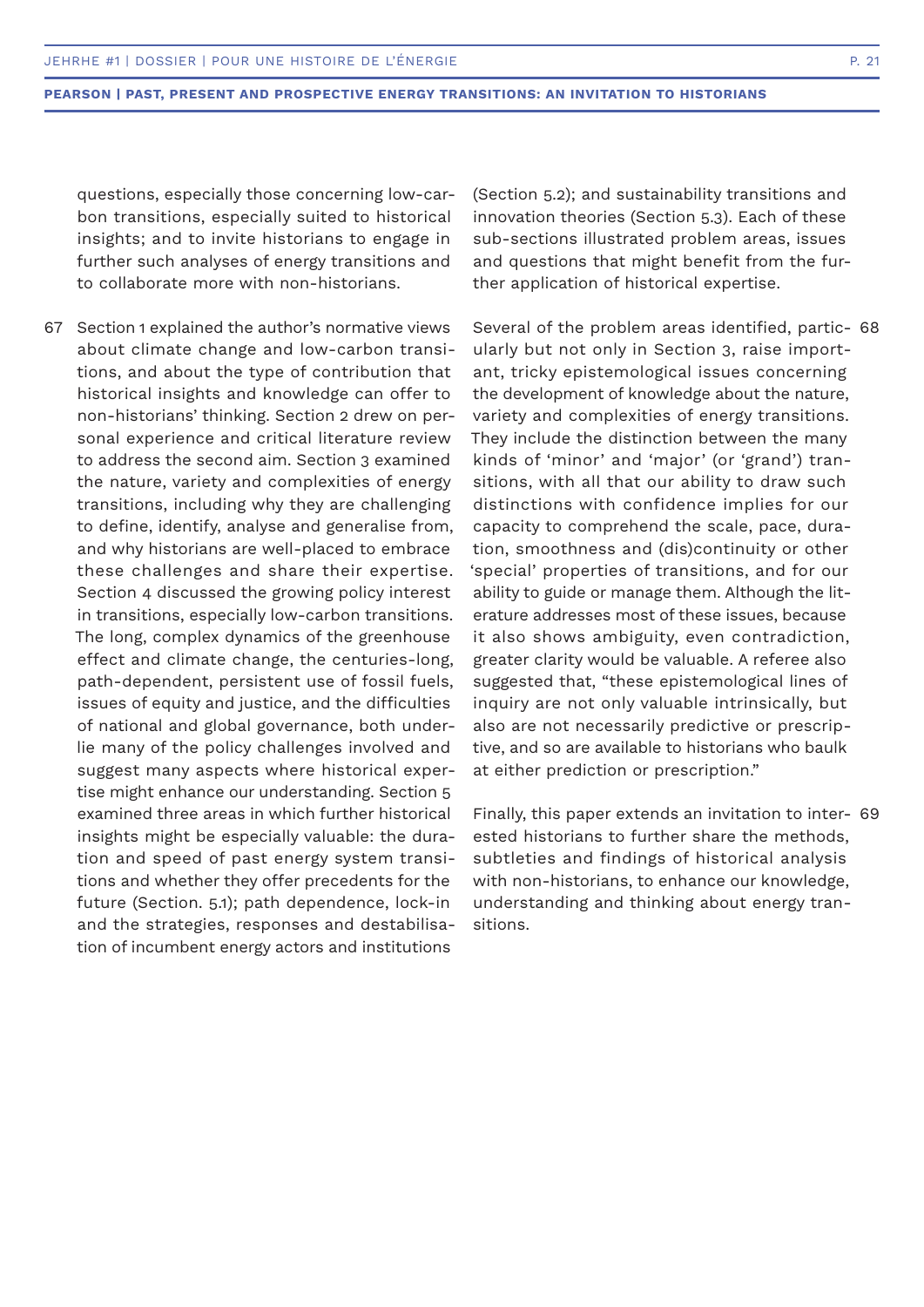questions, especially those concerning low-carbon transitions, especially suited to historical insights; and to invite historians to engage in further such analyses of energy transitions and to collaborate more with non-historians.

67 Section 1 explained the author's normative views about climate change and low-carbon transitions, and about the type of contribution that historical insights and knowledge can offer to non-historians' thinking. Section 2 drew on personal experience and critical literature review to address the second aim. Section 3 examined the nature, variety and complexities of energy transitions, including why they are challenging to define, identify, analyse and generalise from, and why historians are well-placed to embrace these challenges and share their expertise. Section 4 discussed the growing policy interest in transitions, especially low-carbon transitions. The long, complex dynamics of the greenhouse effect and climate change, the centuries-long, path-dependent, persistent use of fossil fuels, issues of equity and justice, and the difficulties of national and global governance, both underlie many of the policy challenges involved and suggest many aspects where historical expertise might enhance our understanding. Section 5 examined three areas in which further historical insights might be especially valuable: the duration and speed of past energy system transitions and whether they offer precedents for the future (Section. 5.1); path dependence, lock-in and the strategies, responses and destabilisation of incumbent energy actors and institutions (Section 5.2); and sustainability transitions and innovation theories (Section 5.3). Each of these sub-sections illustrated problem areas, issues and questions that might benefit from the further application of historical expertise.

68 Several of the problem areas identified, particularly but not only in Section 3, raise important, tricky epistemological issues concerning the development of knowledge about the nature, variety and complexities of energy transitions. They include the distinction between the many kinds of 'minor' and 'major' (or 'grand') transitions, with all that our ability to draw such distinctions with confidence implies for our capacity to comprehend the scale, pace, duration, smoothness and (dis)continuity or other 'special' properties of transitions, and for our ability to guide or manage them. Although the literature addresses most of these issues, because it also shows ambiguity, even contradiction, greater clarity would be valuable. A referee also suggested that, "these epistemological lines of inquiry are not only valuable intrinsically, but also are not necessarily predictive or prescriptive, and so are available to historians who baulk at either prediction or prescription."

69 Finally, this paper extends an invitation to interested historians to further share the methods, subtleties and findings of historical analysis with non-historians, to enhance our knowledge, understanding and thinking about energy transitions.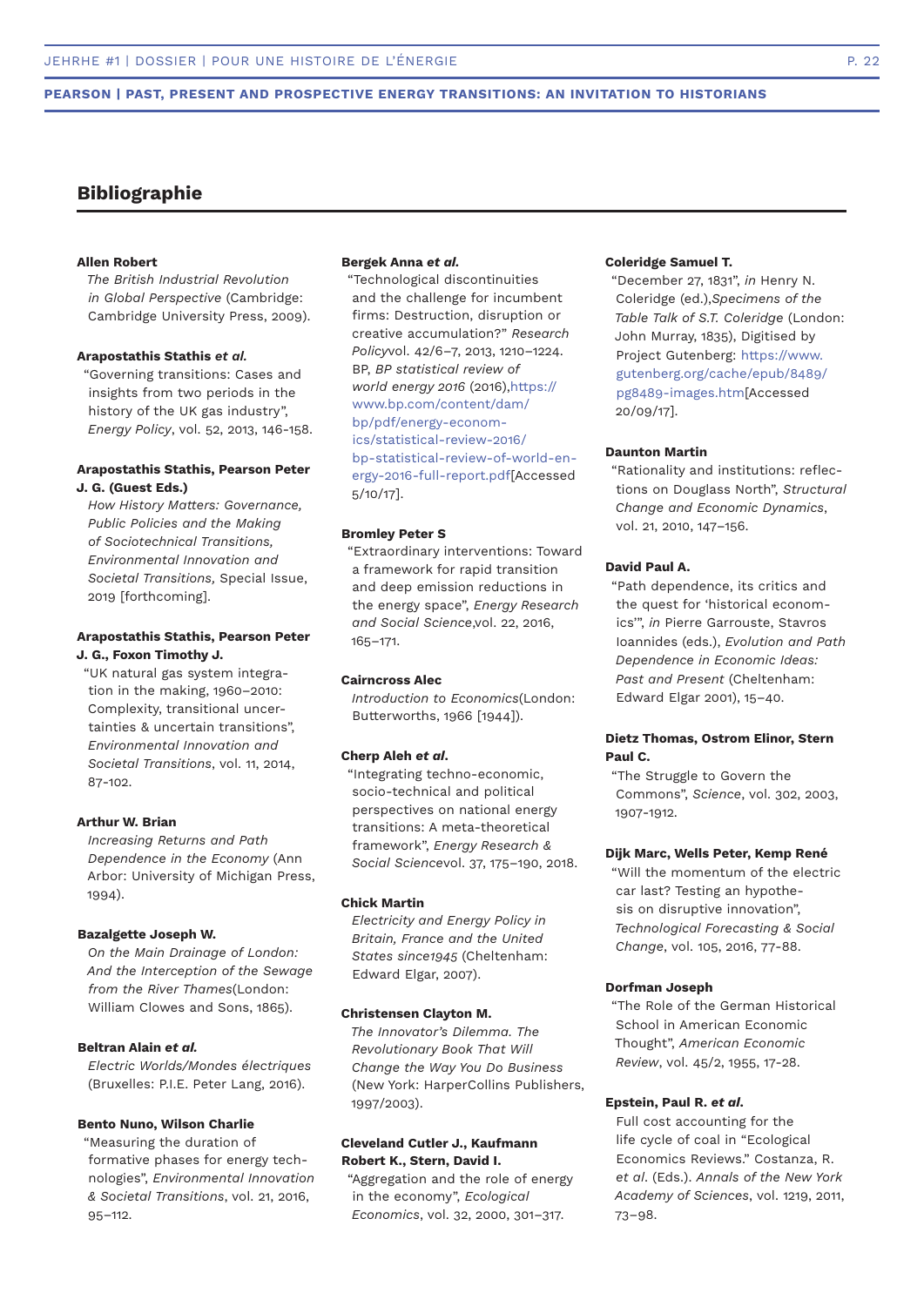## Bibliographie

**Allen Robert**
*The British Industrial Revolution in Global Perspective* (Cambridge: Cambridge University Press, 2009).

**Arapostathis Stathis *et al.***
"Governing transitions: Cases and insights from two periods in the history of the UK gas industry", *Energy Policy*, vol. 52, 2013, 146-158.

**Arapostathis Stathis, Pearson Peter J. G. (Guest Eds.)**
*How History Matters: Governance, Public Policies and the Making of Sociotechnical Transitions, Environmental Innovation and Societal Transitions,* Special Issue, 2019 [forthcoming].

**Arapostathis Stathis, Pearson Peter J. G., Foxon Timothy J.**
"UK natural gas system integration in the making, 1960–2010: Complexity, transitional uncertainties & uncertain transitions", *Environmental Innovation and Societal Transitions*, vol. 11, 2014, 87-102.

**Arthur W. Brian**
*Increasing Returns and Path Dependence in the Economy* (Ann Arbor: University of Michigan Press, 1994).

**Bazalgette Joseph W.**
*On the Main Drainage of London: And the Interception of the Sewage from the River Thames*(London: William Clowes and Sons, 1865).

**Beltran Alain *et al.***
*Electric Worlds/Mondes électriques* (Bruxelles: P.I.E. Peter Lang, 2016).

**Bento Nuno, Wilson Charlie**
"Measuring the duration of formative phases for energy technologies", *Environmental Innovation & Societal Transitions*, vol. 21, 2016, 95–112.

**Bergek Anna *et al.***
"Technological discontinuities and the challenge for incumbent firms: Destruction, disruption or creative accumulation?" *Research Policy*vol. 42/6–7, 2013, 1210–1224.
BP, *BP statistical review of world energy 2016* (2016),https://www.bp.com/content/dam/bp/pdf/energy-economics/statistical-review-2016/bp-statistical-review-of-world-energy-2016-full-report.pdf[Accessed 5/10/17].

**Bromley Peter S**
"Extraordinary interventions: Toward a framework for rapid transition and deep emission reductions in the energy space", *Energy Research and Social Science*,vol. 22, 2016, 165–171.

**Cairncross Alec**
*Introduction to Economics*(London: Butterworths, 1966 [1944]).

**Cherp Aleh *et al.***
"Integrating techno-economic, socio-technical and political perspectives on national energy transitions: A meta-theoretical framework", *Energy Research & Social Science*vol. 37, 175–190, 2018.

**Chick Martin**
*Electricity and Energy Policy in Britain, France and the United States since1945* (Cheltenham: Edward Elgar, 2007).

**Christensen Clayton M.**
*The Innovator's Dilemma. The Revolutionary Book That Will Change the Way You Do Business* (New York: HarperCollins Publishers, 1997/2003).

**Cleveland Cutler J., Kaufmann Robert K., Stern, David I.**
"Aggregation and the role of energy in the economy", *Ecological Economics*, vol. 32, 2000, 301–317.

**Coleridge Samuel T.**
"December 27, 1831", *in* Henry N. Coleridge (ed.),*Specimens of the Table Talk of S.T. Coleridge* (London: John Murray, 1835), Digitised by Project Gutenberg: https://www.gutenberg.org/cache/epub/8489/pg8489-images.htm[Accessed 20/09/17].

**Daunton Martin**
"Rationality and institutions: reflections on Douglass North", *Structural Change and Economic Dynamics*, vol. 21, 2010, 147–156.

**David Paul A.**
"Path dependence, its critics and the quest for 'historical economics'", *in* Pierre Garrouste, Stavros Ioannides (eds.), *Evolution and Path Dependence in Economic Ideas: Past and Present* (Cheltenham: Edward Elgar 2001), 15–40.

**Dietz Thomas, Ostrom Elinor, Stern Paul C.**
"The Struggle to Govern the Commons", *Science*, vol. 302, 2003, 1907-1912.

**Dijk Marc, Wells Peter, Kemp René**
"Will the momentum of the electric car last? Testing an hypothesis on disruptive innovation", *Technological Forecasting & Social Change*, vol. 105, 2016, 77-88.

**Dorfman Joseph**
"The Role of the German Historical School in American Economic Thought", *American Economic Review*, vol. 45/2, 1955, 17-28.

**Epstein, Paul R. *et al.***
Full cost accounting for the life cycle of coal in "Ecological Economics Reviews." Costanza, R. *et al.* (Eds.). *Annals of the New York Academy of Sciences*, vol. 1219, 2011, 73–98.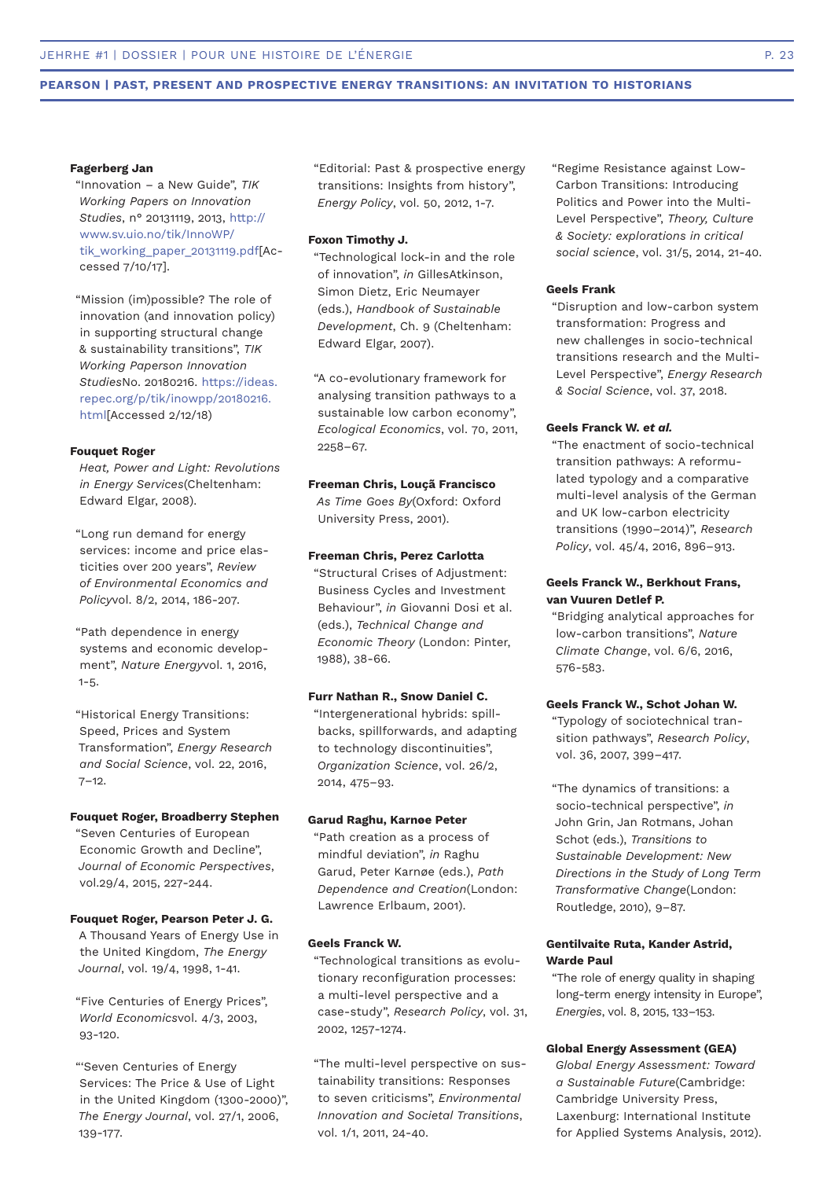**Fagerberg Jan**

"Innovation – a New Guide", *TIK Working Papers on Innovation Studies*, n° 20131119, 2013, http://www.sv.uio.no/tik/InnoWP/tik_working_paper_20131119.pdf[Accessed 7/10/17].

"Mission (im)possible? The role of innovation (and innovation policy) in supporting structural change & sustainability transitions", *TIK Working Paperson Innovation Studies*No. 20180216. https://ideas.repec.org/p/tik/inowpp/20180216.html[Accessed 2/12/18)

**Fouquet Roger**

*Heat, Power and Light: Revolutions in Energy Services*(Cheltenham: Edward Elgar, 2008).

"Long run demand for energy services: income and price elasticities over 200 years", *Review of Environmental Economics and Policy*vol. 8/2, 2014, 186-207.

"Path dependence in energy systems and economic development", *Nature Energy*vol. 1, 2016, 1-5.

"Historical Energy Transitions: Speed, Prices and System Transformation", *Energy Research and Social Science*, vol. 22, 2016, 7–12.

**Fouquet Roger, Broadberry Stephen**

"Seven Centuries of European Economic Growth and Decline", *Journal of Economic Perspectives*, vol.29/4, 2015, 227-244.

**Fouquet Roger, Pearson Peter J. G.**

A Thousand Years of Energy Use in the United Kingdom, *The Energy Journal*, vol. 19/4, 1998, 1-41.

"Five Centuries of Energy Prices", *World Economics*vol. 4/3, 2003, 93-120.

"'Seven Centuries of Energy Services: The Price & Use of Light in the United Kingdom (1300-2000)", *The Energy Journal*, vol. 27/1, 2006, 139-177.

"Editorial: Past & prospective energy transitions: Insights from history", *Energy Policy*, vol. 50, 2012, 1-7.

**Foxon Timothy J.**

"Technological lock-in and the role of innovation", *in* GillesAtkinson, Simon Dietz, Eric Neumayer (eds.), *Handbook of Sustainable Development*, Ch. 9 (Cheltenham: Edward Elgar, 2007).

"A co-evolutionary framework for analysing transition pathways to a sustainable low carbon economy", *Ecological Economics*, vol. 70, 2011, 2258–67.

**Freeman Chris, Louçã Francisco**

*As Time Goes By*(Oxford: Oxford University Press, 2001).

**Freeman Chris, Perez Carlotta**

"Structural Crises of Adjustment: Business Cycles and Investment Behaviour", *in* Giovanni Dosi et al. (eds.), *Technical Change and Economic Theory* (London: Pinter, 1988), 38-66.

**Furr Nathan R., Snow Daniel C.**

"Intergenerational hybrids: spillbacks, spillforwards, and adapting to technology discontinuities", *Organization Science*, vol. 26/2, 2014, 475–93.

**Garud Raghu, Karnøe Peter**

"Path creation as a process of mindful deviation", *in* Raghu Garud, Peter Karnøe (eds.), *Path Dependence and Creation*(London: Lawrence Erlbaum, 2001).

**Geels Franck W.**

"Technological transitions as evolutionary reconfiguration processes: a multi-level perspective and a case-study", *Research Policy*, vol. 31, 2002, 1257-1274.

"The multi-level perspective on sustainability transitions: Responses to seven criticisms", *Environmental Innovation and Societal Transitions*, vol. 1/1, 2011, 24-40.

"Regime Resistance against Low-Carbon Transitions: Introducing Politics and Power into the Multi-Level Perspective", *Theory, Culture & Society: explorations in critical social science*, vol. 31/5, 2014, 21-40.

**Geels Frank**

"Disruption and low-carbon system transformation: Progress and new challenges in socio-technical transitions research and the Multi-Level Perspective", *Energy Research & Social Science*, vol. 37, 2018.

**Geels Franck W. *et al.***

"The enactment of socio-technical transition pathways: A reformulated typology and a comparative multi-level analysis of the German and UK low-carbon electricity transitions (1990–2014)", *Research Policy*, vol. 45/4, 2016, 896–913.

**Geels Franck W., Berkhout Frans, van Vuuren Detlef P.**

"Bridging analytical approaches for low-carbon transitions", *Nature Climate Change*, vol. 6/6, 2016, 576-583.

**Geels Franck W., Schot Johan W.**

"Typology of sociotechnical transition pathways", *Research Policy*, vol. 36, 2007, 399–417.

"The dynamics of transitions: a socio-technical perspective", *in* John Grin, Jan Rotmans, Johan Schot (eds.), *Transitions to Sustainable Development: New Directions in the Study of Long Term Transformative Change*(London: Routledge, 2010), 9–87.

**Gentilvaite Ruta, Kander Astrid, Warde Paul**

"The role of energy quality in shaping long-term energy intensity in Europe", *Energies*, vol. 8, 2015, 133–153.

**Global Energy Assessment (GEA)**

*Global Energy Assessment: Toward a Sustainable Future*(Cambridge: Cambridge University Press, Laxenburg: International Institute for Applied Systems Analysis, 2012).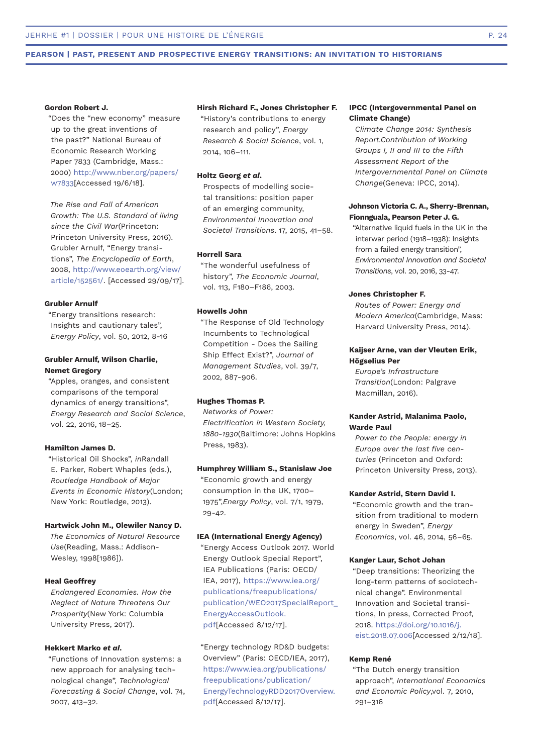**Gordon Robert J.**

"Does the "new economy" measure up to the great inventions of the past?" National Bureau of Economic Research Working Paper 7833 (Cambridge, Mass.: 2000) http://www.nber.org/papers/w7833[Accessed 19/6/18].

*The Rise and Fall of American Growth: The U.S. Standard of living since the Civil War*(Princeton: Princeton University Press, 2016). Grubler Arnulf, "Energy transitions", *The Encyclopedia of Earth*, 2008, http://www.eoearth.org/view/article/152561/. [Accessed 29/09/17].

**Grubler Arnulf**

"Energy transitions research: Insights and cautionary tales", *Energy Policy*, vol. 50, 2012, 8-16

**Grubler Arnulf, Wilson Charlie, Nemet Gregory**

"Apples, oranges, and consistent comparisons of the temporal dynamics of energy transitions", *Energy Research and Social Science*, vol. 22, 2016, 18–25.

**Hamilton James D.**

"Historical Oil Shocks", *in*Randall E. Parker, Robert Whaples (eds.), *Routledge Handbook of Major Events in Economic History*(London; New York: Routledge, 2013).

**Hartwick John M., Olewiler Nancy D.**

*The Economics of Natural Resource Use*(Reading, Mass.: Addison-Wesley, 1998[1986]).

**Heal Geoffrey**

*Endangered Economies. How the Neglect of Nature Threatens Our Prosperity*(New York: Columbia University Press, 2017).

**Hekkert Marko *et al.***

"Functions of Innovation systems: a new approach for analysing technological change", *Technological Forecasting & Social Change*, vol. 74, 2007, 413–32.

**Hirsh Richard F., Jones Christopher F.**

"History's contributions to energy research and policy", *Energy Research & Social Science*, vol. 1, 2014, 106–111.

**Holtz Georg *et al.***

Prospects of modelling societal transitions: position paper of an emerging community, *Environmental Innovation and Societal Transitions*. 17, 2015, 41–58.

**Horrell Sara**

"The wonderful usefulness of history", *The Economic Journal*, vol. 113, F180–F186, 2003.

**Howells John**

"The Response of Old Technology Incumbents to Technological Competition - Does the Sailing Ship Effect Exist?", *Journal of Management Studies*, vol. 39/7, 2002, 887-906.

**Hughes Thomas P.**

*Networks of Power: Electrification in Western Society, 1880-1930*(Baltimore: Johns Hopkins Press, 1983).

**Humphrey William S., Stanislaw Joe**

"Economic growth and energy consumption in the UK, 1700–1975",*Energy Policy*, vol. 7/1, 1979, 29-42.

**IEA (International Energy Agency)**

"Energy Access Outlook 2017. World Energy Outlook Special Report", IEA Publications (Paris: OECD/IEA, 2017), https://www.iea.org/publications/freepublications/publication/WEO2017SpecialReport_EnergyAccessOutlook.pdf[Accessed 8/12/17].

"Energy technology RD&D budgets: Overview" (Paris: OECD/IEA, 2017), https://www.iea.org/publications/freepublications/publication/EnergyTechnologyRDD2017Overview.pdf[Accessed 8/12/17].

**IPCC (Intergovernmental Panel on Climate Change)**

*Climate Change 2014: Synthesis Report.Contribution of Working Groups I, II and III to the Fifth Assessment Report of the Intergovernmental Panel on Climate Change*(Geneva: IPCC, 2014).

**Johnson Victoria C. A., Sherry-Brennan, Fionnguala, Pearson Peter J. G.**

"Alternative liquid fuels in the UK in the interwar period (1918–1938): Insights from a failed energy transition", *Environmental Innovation and Societal Transitions*, vol. 20, 2016, 33-47.

**Jones Christopher F.**

*Routes of Power: Energy and Modern America*(Cambridge, Mass: Harvard University Press, 2014).

**Kaijser Arne, van der Vleuten Erik, Högselius Per**

*Europe's Infrastructure Transition*(London: Palgrave Macmillan, 2016).

**Kander Astrid, Malanima Paolo, Warde Paul**

*Power to the People: energy in Europe over the last five centuries* (Princeton and Oxford: Princeton University Press, 2013).

**Kander Astrid, Stern David I.**

"Economic growth and the transition from traditional to modern energy in Sweden", *Energy Economics*, vol. 46, 2014, 56–65.

**Kanger Laur, Schot Johan**

"Deep transitions: Theorizing the long-term patterns of sociotechnical change". Environmental Innovation and Societal transitions, In press, Corrected Proof, 2018. https://doi.org/10.1016/j.eist.2018.07.006[Accessed 2/12/18].

**Kemp René**

"The Dutch energy transition approach", *International Economics and Economic Policy*,vol. 7, 2010, 291–316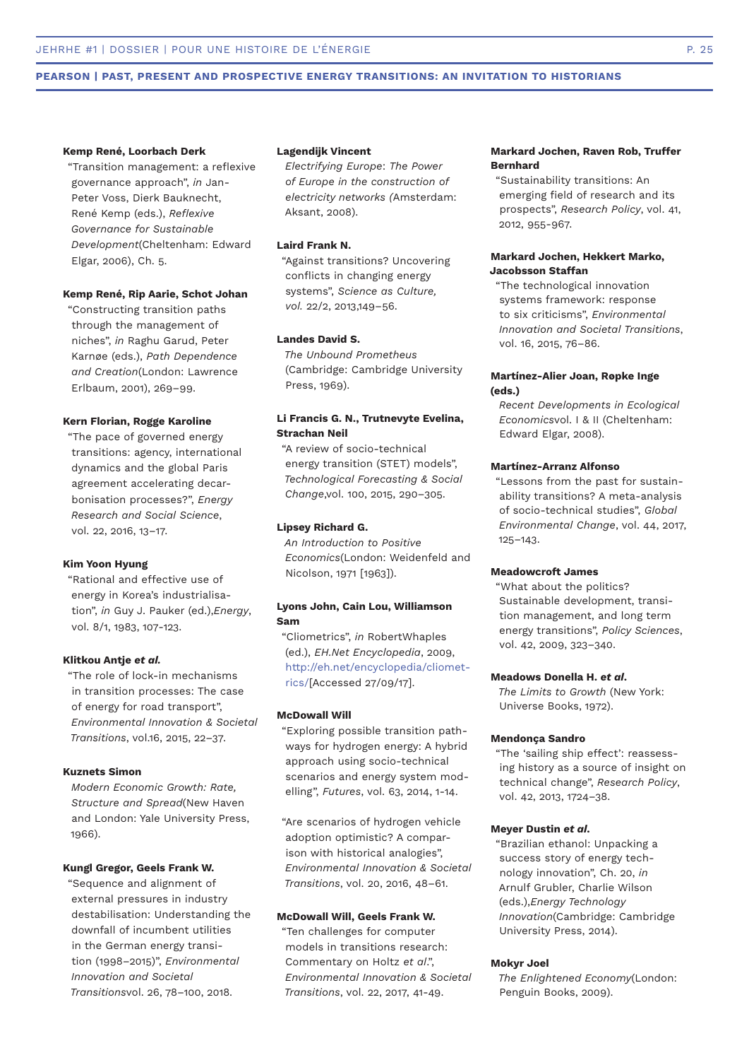**Kemp René, Loorbach Derk**
"Transition management: a reflexive governance approach", *in* Jan-Peter Voss, Dierk Bauknecht, René Kemp (eds.), *Reflexive Governance for Sustainable Development*(Cheltenham: Edward Elgar, 2006), Ch. 5.

**Kemp René, Rip Aarie, Schot Johan**
"Constructing transition paths through the management of niches", *in* Raghu Garud, Peter Karnøe (eds.), *Path Dependence and Creation*(London: Lawrence Erlbaum, 2001), 269–99.

**Kern Florian, Rogge Karoline**
"The pace of governed energy transitions: agency, international dynamics and the global Paris agreement accelerating decarbonisation processes?", *Energy Research and Social Science*, vol. 22, 2016, 13–17.

**Kim Yoon Hyung**
"Rational and effective use of energy in Korea's industrialisation", *in* Guy J. Pauker (ed.),*Energy*, vol. 8/1, 1983, 107-123.

**Klitkou Antje *et al.***
"The role of lock-in mechanisms in transition processes: The case of energy for road transport", *Environmental Innovation & Societal Transitions*, vol.16, 2015, 22–37.

**Kuznets Simon**
*Modern Economic Growth: Rate, Structure and Spread*(New Haven and London: Yale University Press, 1966).

**Kungl Gregor, Geels Frank W.**
"Sequence and alignment of external pressures in industry destabilisation: Understanding the downfall of incumbent utilities in the German energy transition (1998–2015)", *Environmental Innovation and Societal Transitions*vol. 26, 78–100, 2018.

**Lagendijk Vincent**
*Electrifying Europe*: *The Power of Europe in the construction of electricity networks (*Amsterdam: Aksant, 2008).

**Laird Frank N.**
"Against transitions? Uncovering conflicts in changing energy systems", *Science as Culture, vol.* 22/2, 2013,149–56.

**Landes David S.**
*The Unbound Prometheus* (Cambridge: Cambridge University Press, 1969).

**Li Francis G. N., Trutnevyte Evelina, Strachan Neil**
"A review of socio-technical energy transition (STET) models", *Technological Forecasting & Social Change*,vol. 100, 2015, 290–305.

**Lipsey Richard G.**
*An Introduction to Positive Economics*(London: Weidenfeld and Nicolson, 1971 [1963]).

**Lyons John, Cain Lou, Williamson Sam**
"Cliometrics", *in* RobertWhaples (ed.), *EH.Net Encyclopedia*, 2009, http://eh.net/encyclopedia/cliometrics/[Accessed 27/09/17].

**McDowall Will**
"Exploring possible transition pathways for hydrogen energy: A hybrid approach using socio-technical scenarios and energy system modelling", *Futures*, vol. 63, 2014, 1-14.

"Are scenarios of hydrogen vehicle adoption optimistic? A comparison with historical analogies", *Environmental Innovation & Societal Transitions*, vol. 20, 2016, 48–61.

**McDowall Will, Geels Frank W.**
"Ten challenges for computer models in transitions research: Commentary on Holtz *et al*.", *Environmental Innovation & Societal Transitions*, vol. 22, 2017, 41-49.

**Markard Jochen, Raven Rob, Truffer Bernhard**
"Sustainability transitions: An emerging field of research and its prospects", *Research Policy*, vol. 41, 2012, 955-967.

**Markard Jochen, Hekkert Marko, Jacobsson Staffan**
"The technological innovation systems framework: response to six criticisms", *Environmental Innovation and Societal Transitions*, vol. 16, 2015, 76–86.

**Martínez-Alier Joan, Røpke Inge (eds.)**
*Recent Developments in Ecological Economics*vol. I & II (Cheltenham: Edward Elgar, 2008).

**Martínez-Arranz Alfonso**
"Lessons from the past for sustainability transitions? A meta-analysis of socio-technical studies", *Global Environmental Change*, vol. 44, 2017, 125–143.

**Meadowcroft James**
"What about the politics? Sustainable development, transition management, and long term energy transitions", *Policy Sciences*, vol. 42, 2009, 323–340.

**Meadows Donella H. *et al.***
*The Limits to Growth* (New York: Universe Books, 1972).

**Mendonça Sandro**
"The 'sailing ship effect': reassessing history as a source of insight on technical change", *Research Policy*, vol. 42, 2013, 1724–38.

**Meyer Dustin *et al.***
"Brazilian ethanol: Unpacking a success story of energy technology innovation", Ch. 20, *in* Arnulf Grubler, Charlie Wilson (eds.),*Energy Technology Innovation*(Cambridge: Cambridge University Press, 2014).

**Mokyr Joel**
*The Enlightened Economy*(London: Penguin Books, 2009).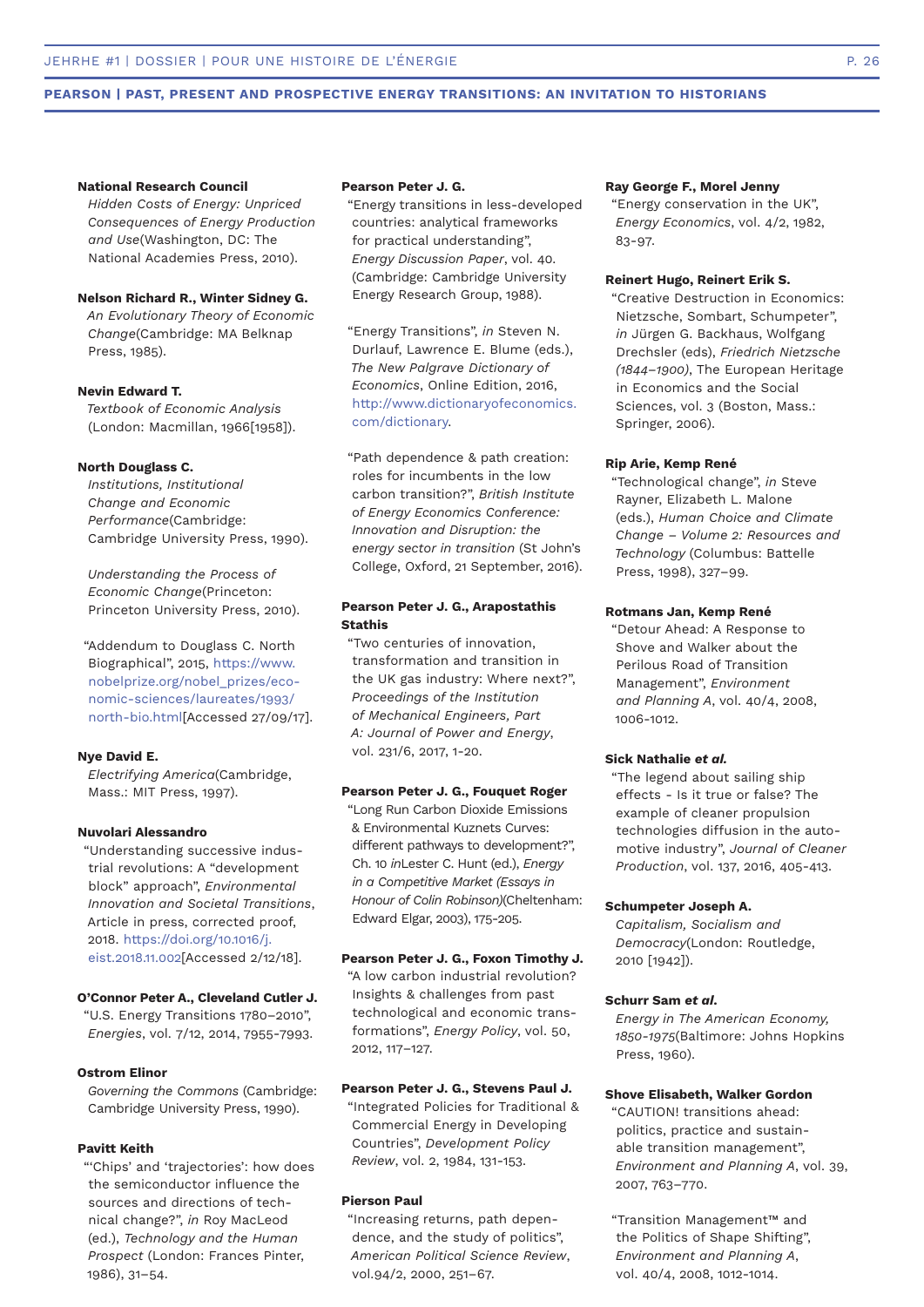**National Research Council**

*Hidden Costs of Energy: Unpriced Consequences of Energy Production and Use*(Washington, DC: The National Academies Press, 2010).

**Nelson Richard R., Winter Sidney G.**

*An Evolutionary Theory of Economic Change*(Cambridge: MA Belknap Press, 1985).

**Nevin Edward T.**

*Textbook of Economic Analysis* (London: Macmillan, 1966[1958]).

**North Douglass C.**

*Institutions, Institutional Change and Economic Performance*(Cambridge: Cambridge University Press, 1990).

*Understanding the Process of Economic Change*(Princeton: Princeton University Press, 2010).

"Addendum to Douglass C. North Biographical", 2015, https://www.nobelprize.org/nobel_prizes/economic-sciences/laureates/1993/north-bio.html[Accessed 27/09/17].

**Nye David E.**

*Electrifying America*(Cambridge, Mass.: MIT Press, 1997).

**Nuvolari Alessandro**

"Understanding successive industrial revolutions: A "development block" approach", *Environmental Innovation and Societal Transitions*, Article in press, corrected proof, 2018. https://doi.org/10.1016/j.eist.2018.11.002[Accessed 2/12/18].

**O'Connor Peter A., Cleveland Cutler J.**

"U.S. Energy Transitions 1780–2010", *Energies*, vol. 7/12, 2014, 7955-7993.

**Ostrom Elinor**

*Governing the Commons* (Cambridge: Cambridge University Press, 1990).

**Pavitt Keith**

"'Chips' and 'trajectories': how does the semiconductor influence the sources and directions of technical change?", *in* Roy MacLeod (ed.), *Technology and the Human Prospect* (London: Frances Pinter, 1986), 31–54.

**Pearson Peter J. G.**

"Energy transitions in less-developed countries: analytical frameworks for practical understanding", *Energy Discussion Paper*, vol. 40. (Cambridge: Cambridge University Energy Research Group, 1988).

"Energy Transitions", *in* Steven N. Durlauf, Lawrence E. Blume (eds.), *The New Palgrave Dictionary of Economics*, Online Edition, 2016, http://www.dictionaryofeconomics.com/dictionary.

"Path dependence & path creation: roles for incumbents in the low carbon transition?", *British Institute of Energy Economics Conference: Innovation and Disruption: the energy sector in transition* (St John's College, Oxford, 21 September, 2016).

**Pearson Peter J. G., Arapostathis Stathis**

"Two centuries of innovation, transformation and transition in the UK gas industry: Where next?", *Proceedings of the Institution of Mechanical Engineers, Part A: Journal of Power and Energy*, vol. 231/6, 2017, 1-20.

**Pearson Peter J. G., Fouquet Roger**

"Long Run Carbon Dioxide Emissions & Environmental Kuznets Curves: different pathways to development?", Ch. 10 *in*Lester C. Hunt (ed.), *Energy in a Competitive Market (Essays in Honour of Colin Robinson)*(Cheltenham: Edward Elgar, 2003), 175-205.

**Pearson Peter J. G., Foxon Timothy J.**

"A low carbon industrial revolution? Insights & challenges from past technological and economic transformations", *Energy Policy*, vol. 50, 2012, 117–127.

**Pearson Peter J. G., Stevens Paul J.**

"Integrated Policies for Traditional & Commercial Energy in Developing Countries", *Development Policy Review*, vol. 2, 1984, 131-153.

**Pierson Paul**

"Increasing returns, path dependence, and the study of politics", *American Political Science Review*, vol.94/2, 2000, 251–67.

**Ray George F., Morel Jenny**

"Energy conservation in the UK", *Energy Economics*, vol. 4/2, 1982, 83-97.

**Reinert Hugo, Reinert Erik S.**

"Creative Destruction in Economics: Nietzsche, Sombart, Schumpeter", *in* Jürgen G. Backhaus, Wolfgang Drechsler (eds), *Friedrich Nietzsche (1844–1900)*, The European Heritage in Economics and the Social Sciences, vol. 3 (Boston, Mass.: Springer, 2006).

**Rip Arie, Kemp René**

"Technological change", *in* Steve Rayner, Elizabeth L. Malone (eds.), *Human Choice and Climate Change – Volume 2: Resources and Technology* (Columbus: Battelle Press, 1998), 327–99.

**Rotmans Jan, Kemp René**

"Detour Ahead: A Response to Shove and Walker about the Perilous Road of Transition Management", *Environment and Planning A*, vol. 40/4, 2008, 1006-1012.

**Sick Nathalie *et al.***

"The legend about sailing ship effects - Is it true or false? The example of cleaner propulsion technologies diffusion in the automotive industry", *Journal of Cleaner Production*, vol. 137, 2016, 405-413.

**Schumpeter Joseph A.**

*Capitalism, Socialism and Democracy*(London: Routledge, 2010 [1942]).

**Schurr Sam *et al.***

*Energy in The American Economy, 1850-1975*(Baltimore: Johns Hopkins Press, 1960).

**Shove Elisabeth, Walker Gordon**

"CAUTION! transitions ahead: politics, practice and sustainable transition management", *Environment and Planning A*, vol. 39, 2007, 763–770.

"Transition Management™ and the Politics of Shape Shifting", *Environment and Planning A*, vol. 40/4, 2008, 1012-1014.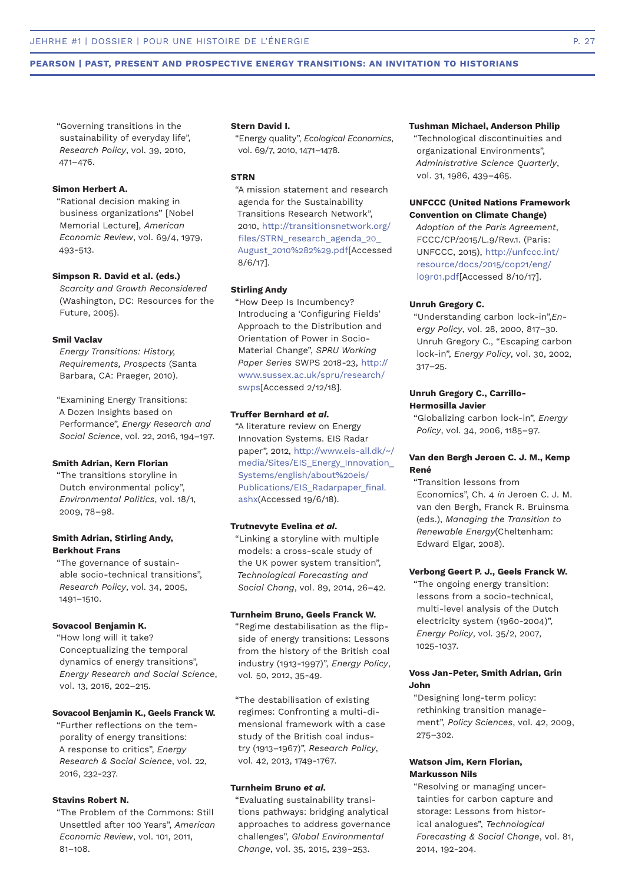"Governing transitions in the sustainability of everyday life", *Research Policy*, vol. 39, 2010, 471–476.

**Simon Herbert A.**
"Rational decision making in business organizations" [Nobel Memorial Lecture], *American Economic Review*, vol. 69/4, 1979, 493-513.

**Simpson R. David et al. (eds.)**
*Scarcity and Growth Reconsidered* (Washington, DC: Resources for the Future, 2005).

**Smil Vaclav**
*Energy Transitions: History, Requirements, Prospects* (Santa Barbara, CA: Praeger, 2010).

"Examining Energy Transitions: A Dozen Insights based on Performance", *Energy Research and Social Science*, vol. 22, 2016, 194–197.

**Smith Adrian, Kern Florian**
"The transitions storyline in Dutch environmental policy", *Environmental Politics*, vol. 18/1, 2009, 78–98.

**Smith Adrian, Stirling Andy, Berkhout Frans**
"The governance of sustainable socio-technical transitions", *Research Policy*, vol. 34, 2005, 1491–1510.

**Sovacool Benjamin K.**
"How long will it take? Conceptualizing the temporal dynamics of energy transitions", *Energy Research and Social Science*, vol. 13, 2016, 202–215.

**Sovacool Benjamin K., Geels Franck W.**
"Further reflections on the temporality of energy transitions: A response to critics", *Energy Research & Social Science*, vol. 22, 2016, 232-237.

**Stavins Robert N.**
"The Problem of the Commons: Still Unsettled after 100 Years", *American Economic Review*, vol. 101, 2011, 81–108.

**Stern David I.**
"Energy quality", *Ecological Economics*, vol. 69/7, 2010, 1471–1478.

**STRN**
"A mission statement and research agenda for the Sustainability Transitions Research Network", 2010, http://transitionsnetwork.org/files/STRN_research_agenda_20_August_2010%282%29.pdf[Accessed 8/6/17].

**Stirling Andy**
"How Deep Is Incumbency? Introducing a 'Configuring Fields' Approach to the Distribution and Orientation of Power in Socio-Material Change", *SPRU Working Paper Series* SWPS 2018-23, http://www.sussex.ac.uk/spru/research/swps[Accessed 2/12/18].

**Truffer Bernhard *et al.***
"A literature review on Energy Innovation Systems. EIS Radar paper", 2012, http://www.eis-all.dk/~/media/Sites/EIS_Energy_Innovation_Systems/english/about%20eis/Publications/EIS_Radarpaper_final.ashx(Accessed 19/6/18).

**Trutnevyte Evelina *et al.***
"Linking a storyline with multiple models: a cross-scale study of the UK power system transition", *Technological Forecasting and Social Chang*, vol. 89, 2014, 26–42.

**Turnheim Bruno, Geels Franck W.**
"Regime destabilisation as the flipside of energy transitions: Lessons from the history of the British coal industry (1913-1997)", *Energy Policy*, vol. 50, 2012, 35-49.

"The destabilisation of existing regimes: Confronting a multi-dimensional framework with a case study of the British coal industry (1913–1967)", *Research Policy*, vol. 42, 2013, 1749-1767.

**Turnheim Bruno *et al.***
"Evaluating sustainability transitions pathways: bridging analytical approaches to address governance challenges", *Global Environmental Change*, vol. 35, 2015, 239–253.

**Tushman Michael, Anderson Philip**
"Technological discontinuities and organizational Environments", *Administrative Science Quarterly*, vol. 31, 1986, 439–465.

**UNFCCC (United Nations Framework Convention on Climate Change)**
*Adoption of the Paris Agreement*, FCCC/CP/2015/L.9/Rev.1. (Paris: UNFCCC, 2015), http://unfccc.int/resource/docs/2015/cop21/eng/l09r01.pdf[Accessed 8/10/17].

**Unruh Gregory C.**
"Understanding carbon lock-in",*Energy Policy*, vol. 28, 2000, 817–30. Unruh Gregory C., "Escaping carbon lock-in", *Energy Policy*, vol. 30, 2002, 317–25.

**Unruh Gregory C., Carrillo-Hermosilla Javier**
"Globalizing carbon lock-in", *Energy Policy*, vol. 34, 2006, 1185–97.

**Van den Bergh Jeroen C. J. M., Kemp René**
"Transition lessons from Economics", Ch. 4 *in* Jeroen C. J. M. van den Bergh, Franck R. Bruinsma (eds.), *Managing the Transition to Renewable Energy*(Cheltenham: Edward Elgar, 2008).

**Verbong Geert P. J., Geels Franck W.**
"The ongoing energy transition: lessons from a socio-technical, multi-level analysis of the Dutch electricity system (1960-2004)", *Energy Policy*, vol. 35/2, 2007, 1025-1037.

**Voss Jan-Peter, Smith Adrian, Grin John**
"Designing long-term policy: rethinking transition management", *Policy Sciences*, vol. 42, 2009, 275–302.

**Watson Jim, Kern Florian, Markusson Nils**
"Resolving or managing uncertainties for carbon capture and storage: Lessons from historical analogues", *Technological Forecasting & Social Change*, vol. 81, 2014, 192-204.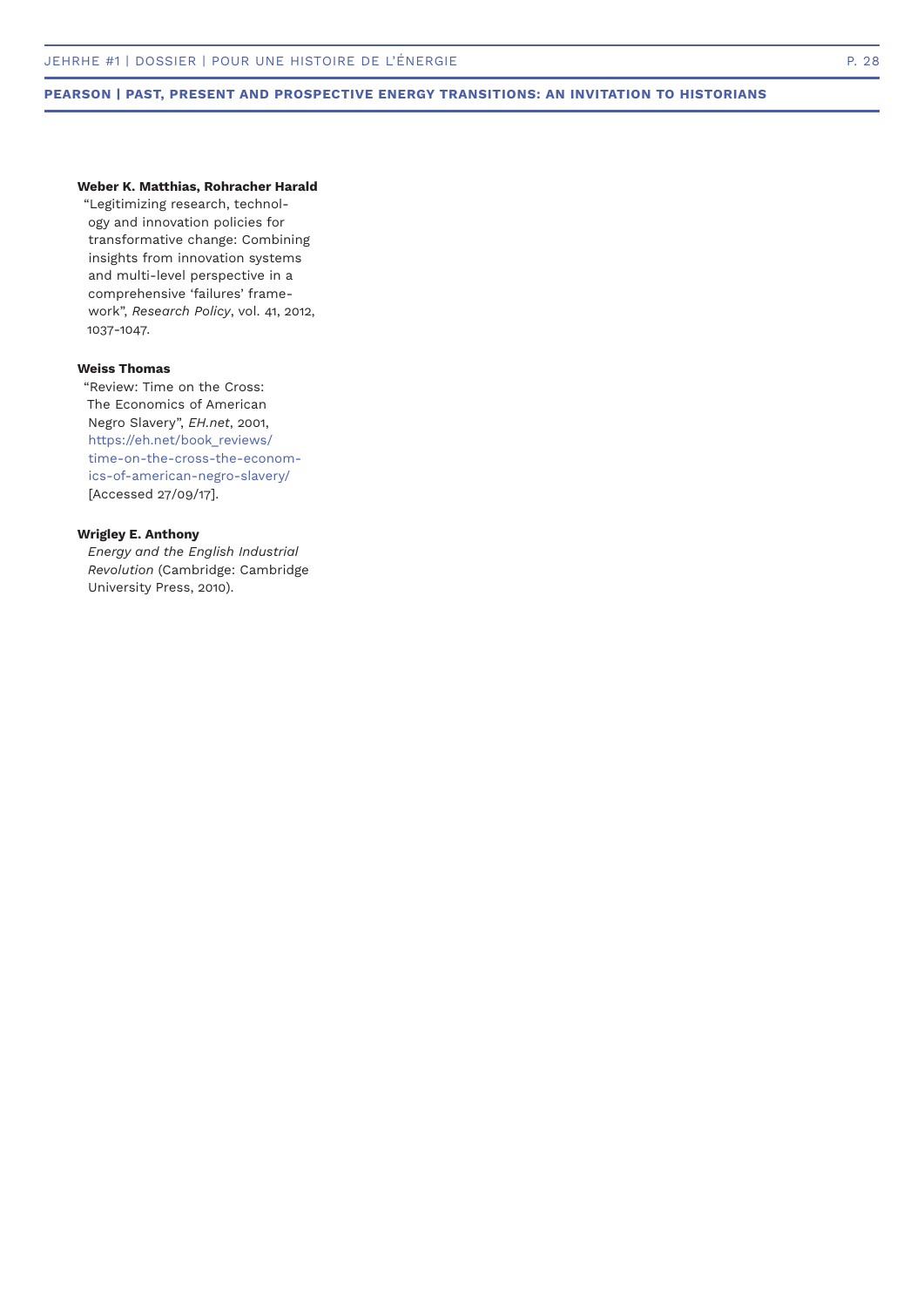**Weber K. Matthias, Rohracher Harald**
"Legitimizing research, technology and innovation policies for transformative change: Combining insights from innovation systems and multi-level perspective in a comprehensive 'failures' framework", *Research Policy*, vol. 41, 2012, 1037-1047.

**Weiss Thomas**
"Review: Time on the Cross: The Economics of American Negro Slavery", *EH.net*, 2001, https://eh.net/book_reviews/time-on-the-cross-the-economics-of-american-negro-slavery/ [Accessed 27/09/17].

**Wrigley E. Anthony**
*Energy and the English Industrial Revolution* (Cambridge: Cambridge University Press, 2010).